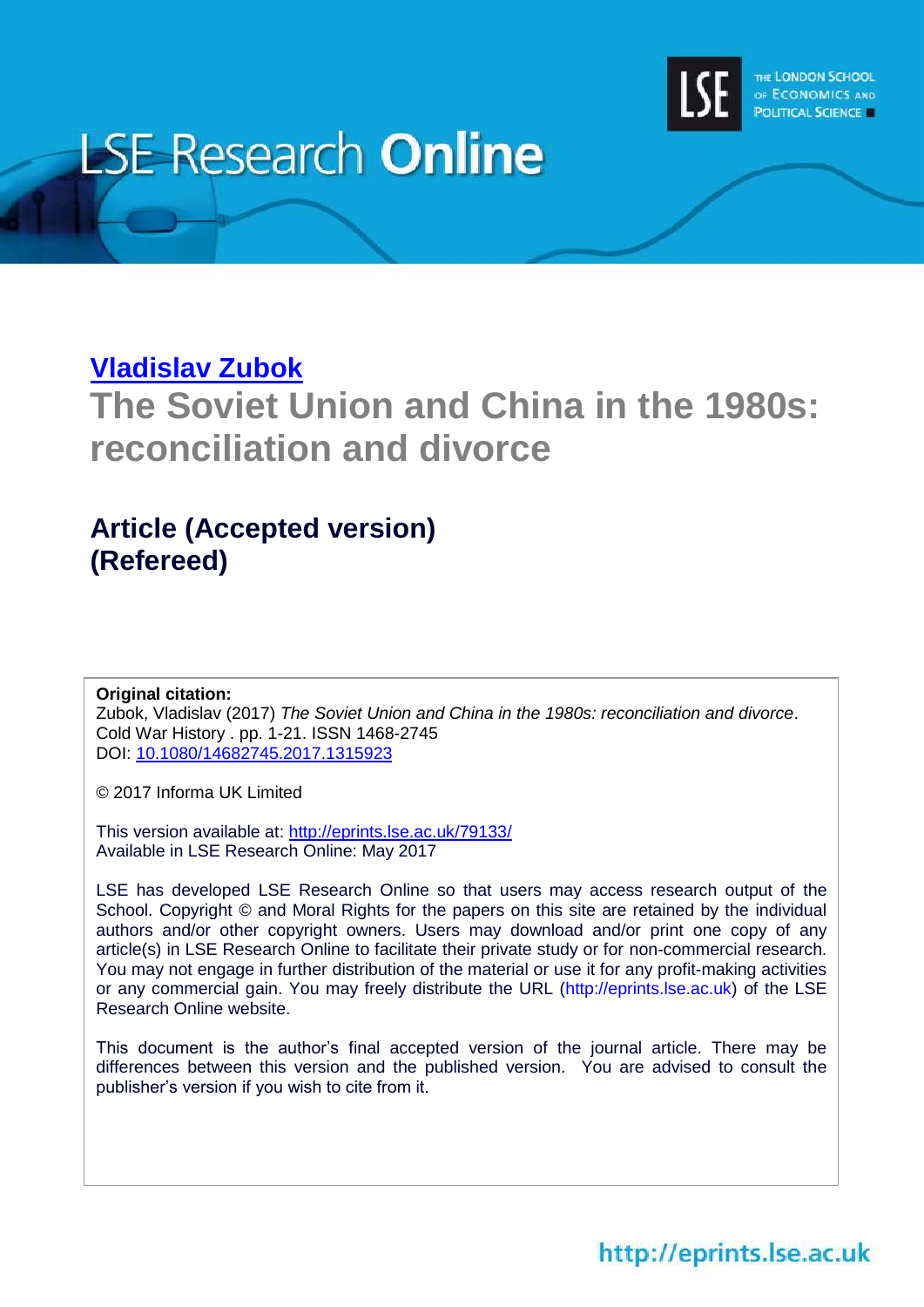LSE Research **Online**

THE LONDON SCHOOL OF ECONOMICS AND POLITICAL SCIENCE

**[Vladislav Zubok](#)**

# The Soviet Union and China in the 1980s: reconciliation and divorce

## Article (Accepted version) (Refereed)

**Original citation:**
Zubok, Vladislav (2017) *The Soviet Union and China in the 1980s: reconciliation and divorce*. Cold War History . pp. 1-21. ISSN 1468-2745
DOI: [10.1080/14682745.2017.1315923](https://doi.org/10.1080/14682745.2017.1315923)

© 2017 Informa UK Limited

This version available at: [http://eprints.lse.ac.uk/79133/](http://eprints.lse.ac.uk/79133/)
Available in LSE Research Online: May 2017

LSE has developed LSE Research Online so that users may access research output of the School. Copyright © and Moral Rights for the papers on this site are retained by the individual authors and/or other copyright owners. Users may download and/or print one copy of any article(s) in LSE Research Online to facilitate their private study or for non-commercial research. You may not engage in further distribution of the material or use it for any profit-making activities or any commercial gain. You may freely distribute the URL (http://eprints.lse.ac.uk) of the LSE Research Online website.

This document is the author's final accepted version of the journal article. There may be differences between this version and the published version. You are advised to consult the publisher's version if you wish to cite from it.

http://eprints.lse.ac.uk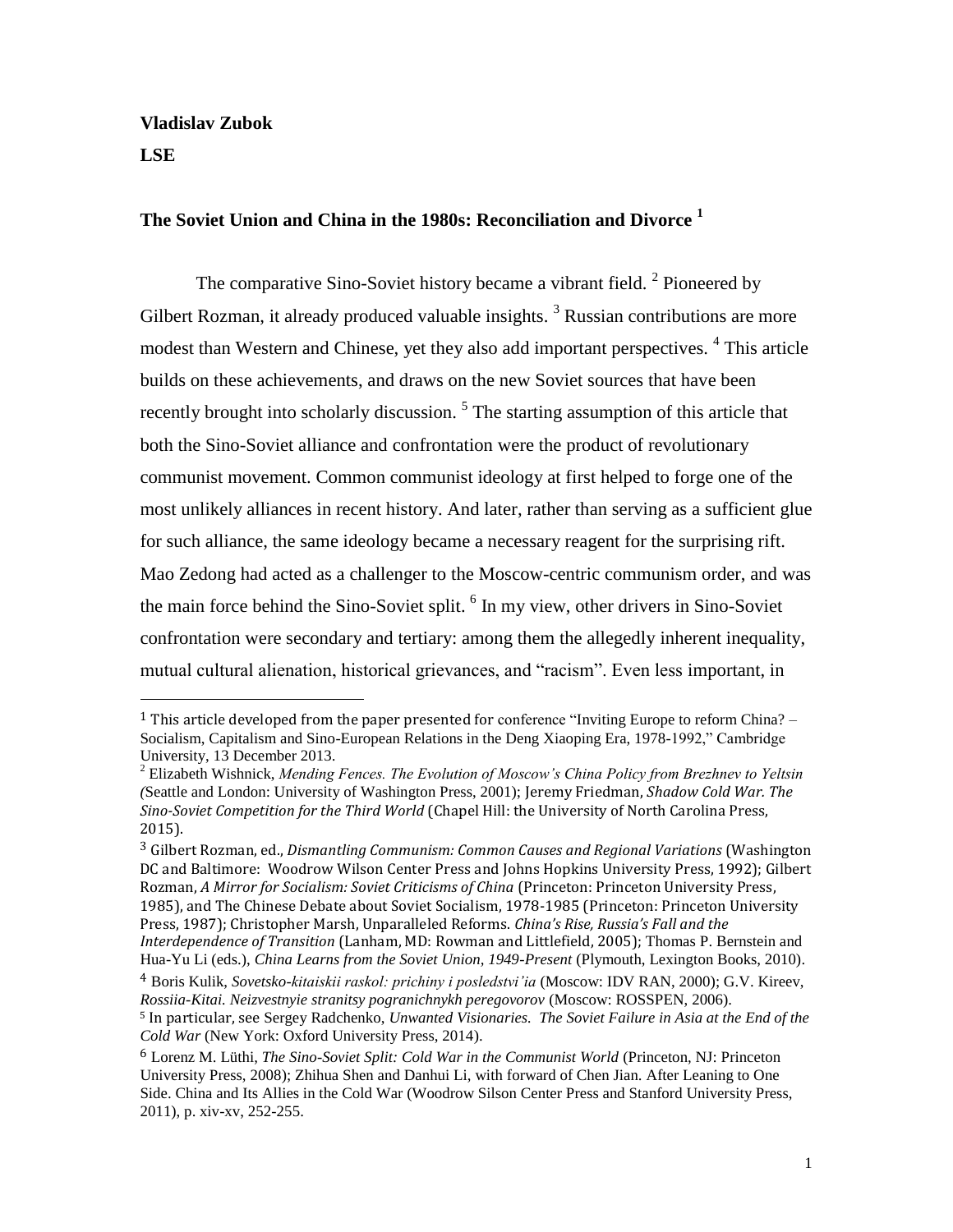**Vladislav Zubok**

**LSE**

## The Soviet Union and China in the 1980s: Reconciliation and Divorce [1]

The comparative Sino-Soviet history became a vibrant field. [2] Pioneered by Gilbert Rozman, it already produced valuable insights. [3] Russian contributions are more modest than Western and Chinese, yet they also add important perspectives. [4] This article builds on these achievements, and draws on the new Soviet sources that have been recently brought into scholarly discussion. [5] The starting assumption of this article that both the Sino-Soviet alliance and confrontation were the product of revolutionary communist movement. Common communist ideology at first helped to forge one of the most unlikely alliances in recent history. And later, rather than serving as a sufficient glue for such alliance, the same ideology became a necessary reagent for the surprising rift. Mao Zedong had acted as a challenger to the Moscow-centric communism order, and was the main force behind the Sino-Soviet split. [6] In my view, other drivers in Sino-Soviet confrontation were secondary and tertiary: among them the allegedly inherent inequality, mutual cultural alienation, historical grievances, and "racism". Even less important, in

---

[1] This article developed from the paper presented for conference "Inviting Europe to reform China? – Socialism, Capitalism and Sino-European Relations in the Deng Xiaoping Era, 1978-1992," Cambridge University, 13 December 2013.

[2] Elizabeth Wishnick, *Mending Fences. The Evolution of Moscow's China Policy from Brezhnev to Yeltsin (*Seattle and London: University of Washington Press, 2001); Jeremy Friedman, *Shadow Cold War. The Sino-Soviet Competition for the Third World* (Chapel Hill: the University of North Carolina Press, 2015).

[3] Gilbert Rozman, ed., *Dismantling Communism: Common Causes and Regional Variations* (Washington DC and Baltimore: Woodrow Wilson Center Press and Johns Hopkins University Press, 1992); Gilbert Rozman, *A Mirror for Socialism: Soviet Criticisms of China* (Princeton: Princeton University Press, 1985), and The Chinese Debate about Soviet Socialism, 1978-1985 (Princeton: Princeton University Press, 1987); Christopher Marsh, Unparalleled Reforms. *China's Rise, Russia's Fall and the Interdependence of Transition* (Lanham, MD: Rowman and Littlefield, 2005); Thomas P. Bernstein and Hua-Yu Li (eds.), *China Learns from the Soviet Union, 1949-Present* (Plymouth, Lexington Books, 2010).

[4] Boris Kulik, *Sovetsko-kitaiskii raskol: prichiny i posledstvi'ia* (Moscow: IDV RAN, 2000); G.V. Kireev, *Rossiia-Kitai. Neizvestnyie stranitsy pogranichnykh peregovorov* (Moscow: ROSSPEN, 2006).

[5] In particular, see Sergey Radchenko, *Unwanted Visionaries. The Soviet Failure in Asia at the End of the Cold War* (New York: Oxford University Press, 2014).

[6] Lorenz M. Lüthi, *The Sino-Soviet Split: Cold War in the Communist World* (Princeton, NJ: Princeton University Press, 2008); Zhihua Shen and Danhui Li, with forward of Chen Jian. After Leaning to One Side. China and Its Allies in the Cold War (Woodrow Silson Center Press and Stanford University Press, 2011), p. xiv-xv, 252-255.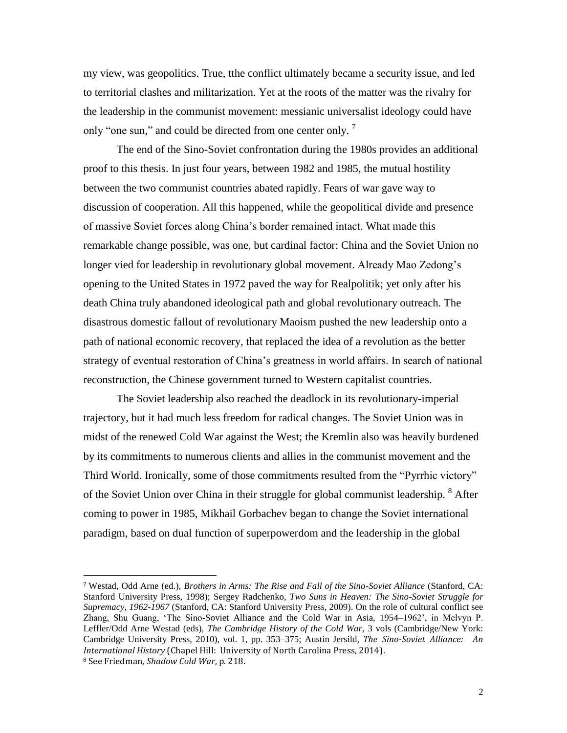my view, was geopolitics. True, tthe conflict ultimately became a security issue, and led to territorial clashes and militarization. Yet at the roots of the matter was the rivalry for the leadership in the communist movement: messianic universalist ideology could have only "one sun," and could be directed from one center only. [7]

The end of the Sino-Soviet confrontation during the 1980s provides an additional proof to this thesis. In just four years, between 1982 and 1985, the mutual hostility between the two communist countries abated rapidly. Fears of war gave way to discussion of cooperation. All this happened, while the geopolitical divide and presence of massive Soviet forces along China's border remained intact. What made this remarkable change possible, was one, but cardinal factor: China and the Soviet Union no longer vied for leadership in revolutionary global movement. Already Mao Zedong's opening to the United States in 1972 paved the way for Realpolitik; yet only after his death China truly abandoned ideological path and global revolutionary outreach. The disastrous domestic fallout of revolutionary Maoism pushed the new leadership onto a path of national economic recovery, that replaced the idea of a revolution as the better strategy of eventual restoration of China's greatness in world affairs. In search of national reconstruction, the Chinese government turned to Western capitalist countries.

The Soviet leadership also reached the deadlock in its revolutionary-imperial trajectory, but it had much less freedom for radical changes. The Soviet Union was in midst of the renewed Cold War against the West; the Kremlin also was heavily burdened by its commitments to numerous clients and allies in the communist movement and the Third World. Ironically, some of those commitments resulted from the "Pyrrhic victory" of the Soviet Union over China in their struggle for global communist leadership. [8] After coming to power in 1985, Mikhail Gorbachev began to change the Soviet international paradigm, based on dual function of superpowerdom and the leadership in the global

---

[7] Westad, Odd Arne (ed.), *Brothers in Arms: The Rise and Fall of the Sino-Soviet Alliance* (Stanford, CA: Stanford University Press, 1998); Sergey Radchenko, *Two Suns in Heaven: The Sino-Soviet Struggle for Supremacy, 1962-1967* (Stanford, CA: Stanford University Press, 2009). On the role of cultural conflict see Zhang, Shu Guang, 'The Sino-Soviet Alliance and the Cold War in Asia, 1954–1962', in Melvyn P. Leffler/Odd Arne Westad (eds), *The Cambridge History of the Cold War*, 3 vols (Cambridge/New York: Cambridge University Press, 2010), vol. 1, pp. 353–375; Austin Jersild, *The Sino-Soviet Alliance: An International History* (Chapel Hill: University of North Carolina Press, 2014).

[8] See Friedman, *Shadow Cold War*, p. 218.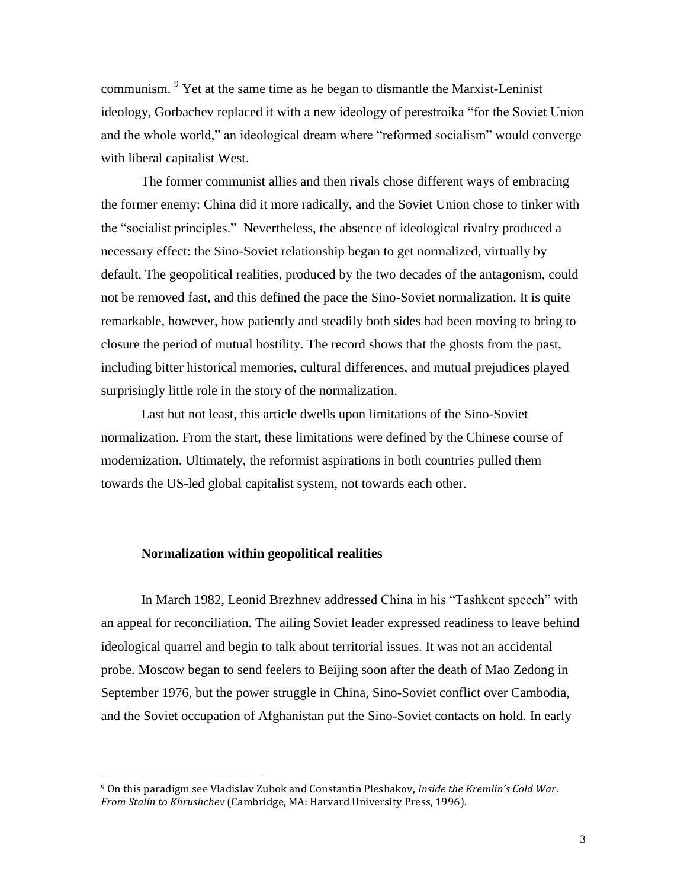communism.[9] Yet at the same time as he began to dismantle the Marxist-Leninist ideology, Gorbachev replaced it with a new ideology of perestroika "for the Soviet Union and the whole world," an ideological dream where "reformed socialism" would converge with liberal capitalist West.

The former communist allies and then rivals chose different ways of embracing the former enemy: China did it more radically, and the Soviet Union chose to tinker with the "socialist principles." Nevertheless, the absence of ideological rivalry produced a necessary effect: the Sino-Soviet relationship began to get normalized, virtually by default. The geopolitical realities, produced by the two decades of the antagonism, could not be removed fast, and this defined the pace the Sino-Soviet normalization. It is quite remarkable, however, how patiently and steadily both sides had been moving to bring to closure the period of mutual hostility. The record shows that the ghosts from the past, including bitter historical memories, cultural differences, and mutual prejudices played surprisingly little role in the story of the normalization.

Last but not least, this article dwells upon limitations of the Sino-Soviet normalization. From the start, these limitations were defined by the Chinese course of modernization. Ultimately, the reformist aspirations in both countries pulled them towards the US-led global capitalist system, not towards each other.

## Normalization within geopolitical realities

In March 1982, Leonid Brezhnev addressed China in his "Tashkent speech" with an appeal for reconciliation. The ailing Soviet leader expressed readiness to leave behind ideological quarrel and begin to talk about territorial issues. It was not an accidental probe. Moscow began to send feelers to Beijing soon after the death of Mao Zedong in September 1976, but the power struggle in China, Sino-Soviet conflict over Cambodia, and the Soviet occupation of Afghanistan put the Sino-Soviet contacts on hold. In early

[9] On this paradigm see Vladislav Zubok and Constantin Pleshakov, *Inside the Kremlin's Cold War. From Stalin to Khrushchev* (Cambridge, MA: Harvard University Press, 1996).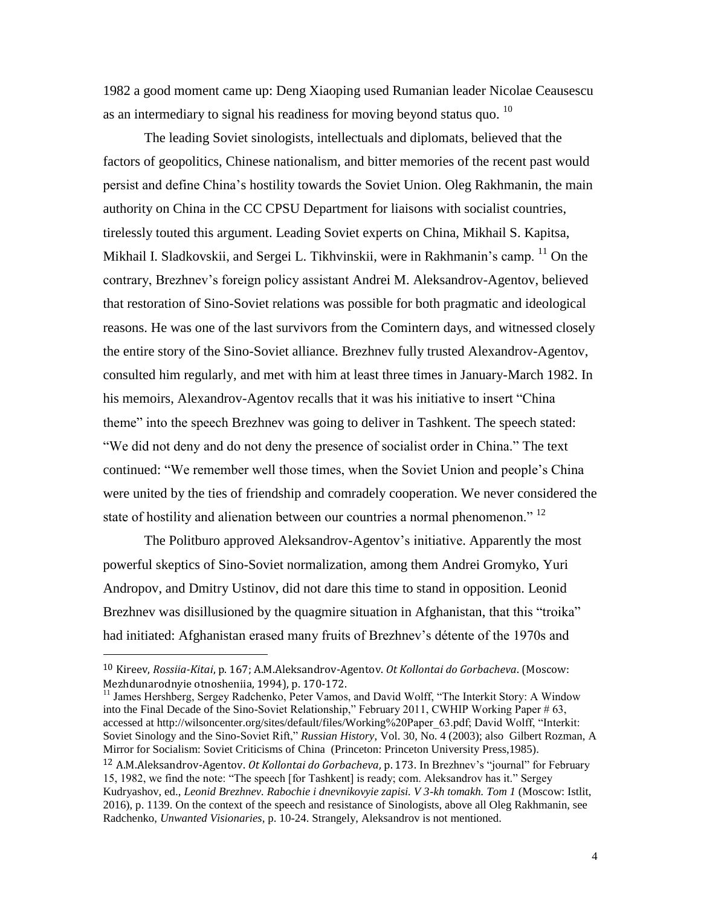1982 a good moment came up: Deng Xiaoping used Rumanian leader Nicolae Ceausescu as an intermediary to signal his readiness for moving beyond status quo. [10]

The leading Soviet sinologists, intellectuals and diplomats, believed that the factors of geopolitics, Chinese nationalism, and bitter memories of the recent past would persist and define China's hostility towards the Soviet Union. Oleg Rakhmanin, the main authority on China in the CC CPSU Department for liaisons with socialist countries, tirelessly touted this argument. Leading Soviet experts on China, Mikhail S. Kapitsa, Mikhail I. Sladkovskii, and Sergei L. Tikhvinskii, were in Rakhmanin's camp. [11] On the contrary, Brezhnev's foreign policy assistant Andrei M. Aleksandrov-Agentov, believed that restoration of Sino-Soviet relations was possible for both pragmatic and ideological reasons. He was one of the last survivors from the Comintern days, and witnessed closely the entire story of the Sino-Soviet alliance. Brezhnev fully trusted Alexandrov-Agentov, consulted him regularly, and met with him at least three times in January-March 1982. In his memoirs, Alexandrov-Agentov recalls that it was his initiative to insert "China theme" into the speech Brezhnev was going to deliver in Tashkent. The speech stated: "We did not deny and do not deny the presence of socialist order in China." The text continued: "We remember well those times, when the Soviet Union and people's China were united by the ties of friendship and comradely cooperation. We never considered the state of hostility and alienation between our countries a normal phenomenon." [12]

The Politburo approved Aleksandrov-Agentov's initiative. Apparently the most powerful skeptics of Sino-Soviet normalization, among them Andrei Gromyko, Yuri Andropov, and Dmitry Ustinov, did not dare this time to stand in opposition. Leonid Brezhnev was disillusioned by the quagmire situation in Afghanistan, that this "troika" had initiated: Afghanistan erased many fruits of Brezhnev's détente of the 1970s and

---

[10] Kireev, *Rossiia-Kitai*, p. 167; A.M.Aleksandrov-Agentov. *Ot Kollontai do Gorbacheva*. (Moscow: Mezhdunarodnyie otnosheniia, 1994), p. 170-172.

[11] James Hershberg, Sergey Radchenko, Peter Vamos, and David Wolff, "The Interkit Story: A Window into the Final Decade of the Sino-Soviet Relationship," February 2011, CWHIP Working Paper # 63, accessed at http://wilsoncenter.org/sites/default/files/Working%20Paper_63.pdf; David Wolff, "Interkit: Soviet Sinology and the Sino-Soviet Rift," *Russian History*, Vol. 30, No. 4 (2003); also Gilbert Rozman, A Mirror for Socialism: Soviet Criticisms of China (Princeton: Princeton University Press,1985).

[12] A.M.Aleksandrov-Agentov. *Ot Kollontai do Gorbacheva*, p. 173. In Brezhnev's "journal" for February 15, 1982, we find the note: "The speech [for Tashkent] is ready; com. Aleksandrov has it." Sergey Kudryashov, ed., *Leonid Brezhnev. Rabochie i dnevnikovyie zapisi. V 3-kh tomakh. Tom 1* (Moscow: Istlit, 2016), p. 1139. On the context of the speech and resistance of Sinologists, above all Oleg Rakhmanin, see Radchenko, *Unwanted Visionaries*, p. 10-24. Strangely, Aleksandrov is not mentioned.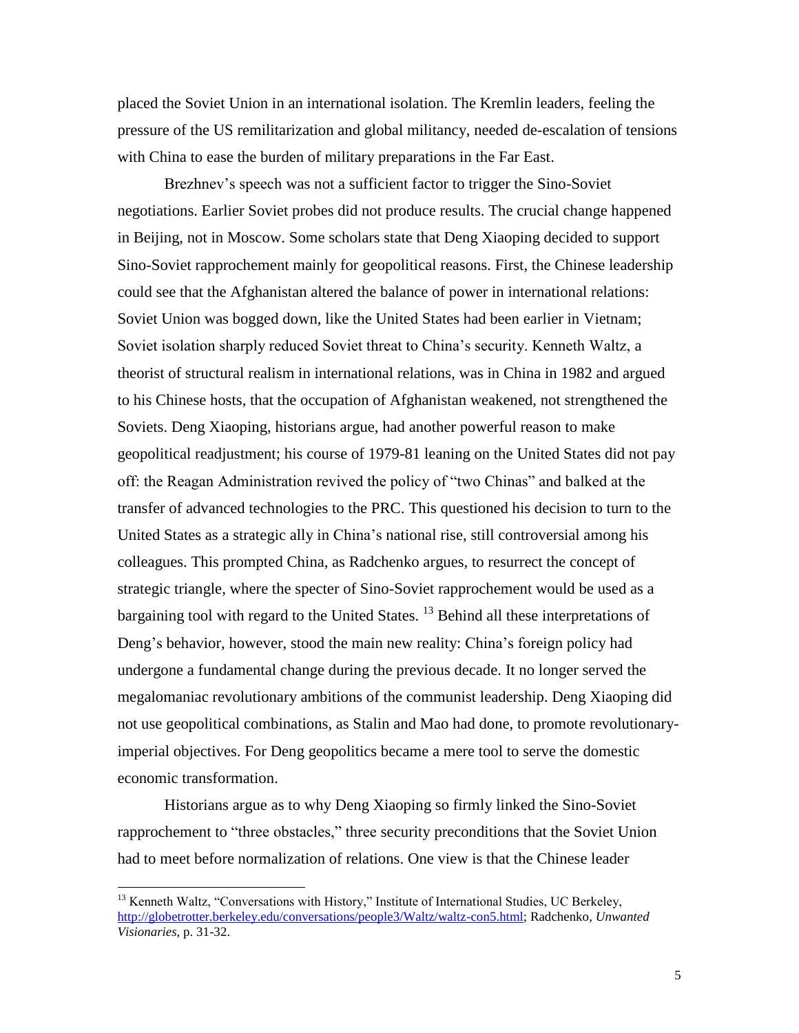placed the Soviet Union in an international isolation. The Kremlin leaders, feeling the pressure of the US remilitarization and global militancy, needed de-escalation of tensions with China to ease the burden of military preparations in the Far East.

Brezhnev's speech was not a sufficient factor to trigger the Sino-Soviet negotiations. Earlier Soviet probes did not produce results. The crucial change happened in Beijing, not in Moscow. Some scholars state that Deng Xiaoping decided to support Sino-Soviet rapprochement mainly for geopolitical reasons. First, the Chinese leadership could see that the Afghanistan altered the balance of power in international relations: Soviet Union was bogged down, like the United States had been earlier in Vietnam; Soviet isolation sharply reduced Soviet threat to China's security. Kenneth Waltz, a theorist of structural realism in international relations, was in China in 1982 and argued to his Chinese hosts, that the occupation of Afghanistan weakened, not strengthened the Soviets. Deng Xiaoping, historians argue, had another powerful reason to make geopolitical readjustment; his course of 1979-81 leaning on the United States did not pay off: the Reagan Administration revived the policy of "two Chinas" and balked at the transfer of advanced technologies to the PRC. This questioned his decision to turn to the United States as a strategic ally in China's national rise, still controversial among his colleagues. This prompted China, as Radchenko argues, to resurrect the concept of strategic triangle, where the specter of Sino-Soviet rapprochement would be used as a bargaining tool with regard to the United States. [13] Behind all these interpretations of Deng's behavior, however, stood the main new reality: China's foreign policy had undergone a fundamental change during the previous decade. It no longer served the megalomaniac revolutionary ambitions of the communist leadership. Deng Xiaoping did not use geopolitical combinations, as Stalin and Mao had done, to promote revolutionary-imperial objectives. For Deng geopolitics became a mere tool to serve the domestic economic transformation.

Historians argue as to why Deng Xiaoping so firmly linked the Sino-Soviet rapprochement to "three obstacles," three security preconditions that the Soviet Union had to meet before normalization of relations. One view is that the Chinese leader

---

[13] Kenneth Waltz, "Conversations with History," Institute of International Studies, UC Berkeley, http://globetrotter.berkeley.edu/conversations/people3/Waltz/waltz-con5.html; Radchenko, *Unwanted Visionaries*, p. 31-32.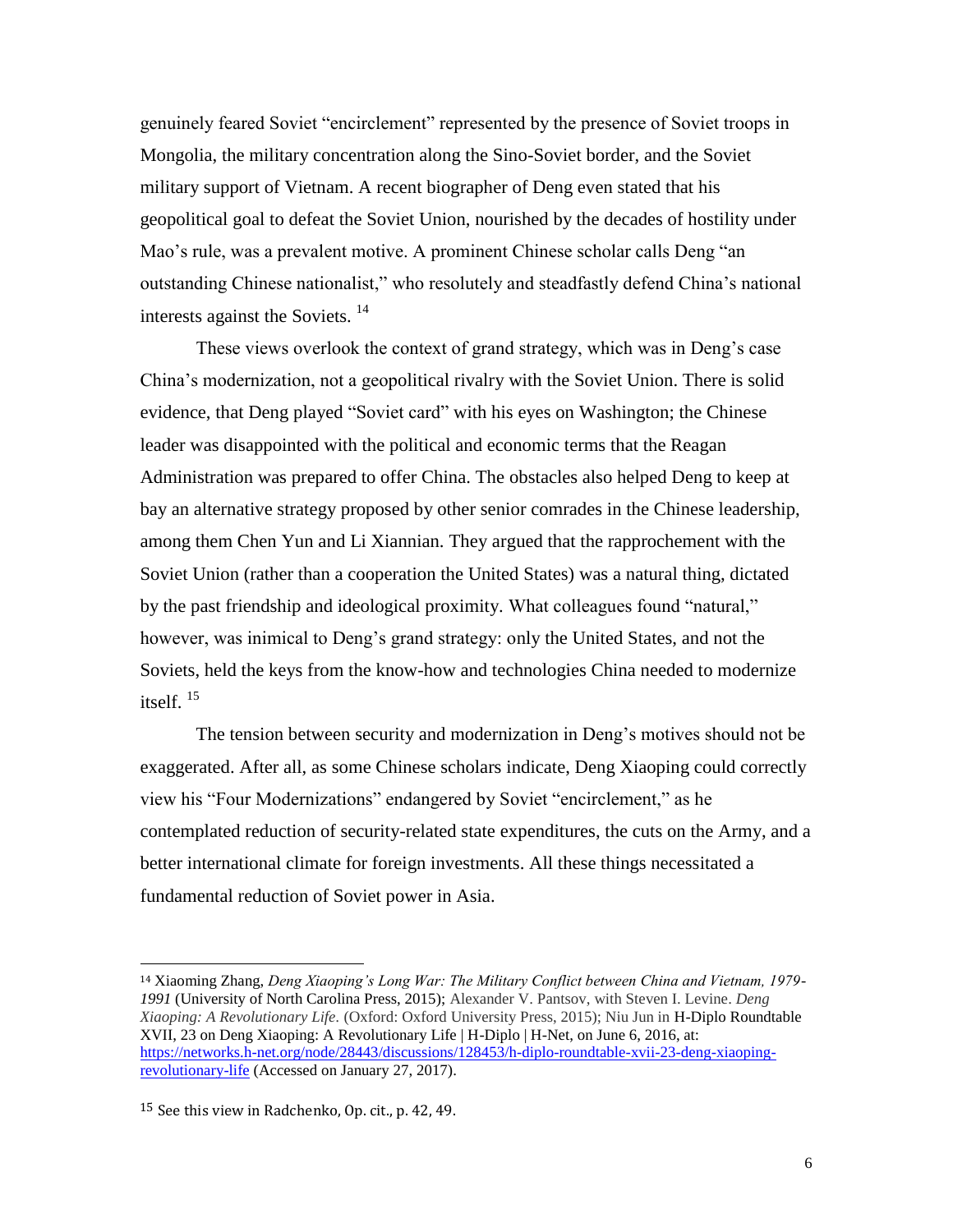genuinely feared Soviet "encirclement" represented by the presence of Soviet troops in Mongolia, the military concentration along the Sino-Soviet border, and the Soviet military support of Vietnam. A recent biographer of Deng even stated that his geopolitical goal to defeat the Soviet Union, nourished by the decades of hostility under Mao's rule, was a prevalent motive. A prominent Chinese scholar calls Deng "an outstanding Chinese nationalist," who resolutely and steadfastly defend China's national interests against the Soviets. [14]

These views overlook the context of grand strategy, which was in Deng's case China's modernization, not a geopolitical rivalry with the Soviet Union. There is solid evidence, that Deng played "Soviet card" with his eyes on Washington; the Chinese leader was disappointed with the political and economic terms that the Reagan Administration was prepared to offer China. The obstacles also helped Deng to keep at bay an alternative strategy proposed by other senior comrades in the Chinese leadership, among them Chen Yun and Li Xiannian. They argued that the rapprochement with the Soviet Union (rather than a cooperation the United States) was a natural thing, dictated by the past friendship and ideological proximity. What colleagues found "natural," however, was inimical to Deng's grand strategy: only the United States, and not the Soviets, held the keys from the know-how and technologies China needed to modernize itself. [15]

The tension between security and modernization in Deng's motives should not be exaggerated. After all, as some Chinese scholars indicate, Deng Xiaoping could correctly view his "Four Modernizations" endangered by Soviet "encirclement," as he contemplated reduction of security-related state expenditures, the cuts on the Army, and a better international climate for foreign investments. All these things necessitated a fundamental reduction of Soviet power in Asia.

---

[14] Xiaoming Zhang, *Deng Xiaoping's Long War: The Military Conflict between China and Vietnam, 1979-1991* (University of North Carolina Press, 2015); Alexander V. Pantsov, with Steven I. Levine. *Deng Xiaoping: A Revolutionary Life*. (Oxford: Oxford University Press, 2015); Niu Jun in H-Diplo Roundtable XVII, 23 on Deng Xiaoping: A Revolutionary Life | H-Diplo | H-Net, on June 6, 2016, at: https://networks.h-net.org/node/28443/discussions/128453/h-diplo-roundtable-xvii-23-deng-xiaoping-revolutionary-life (Accessed on January 27, 2017).

[15] See this view in Radchenko, Op. cit., p. 42, 49.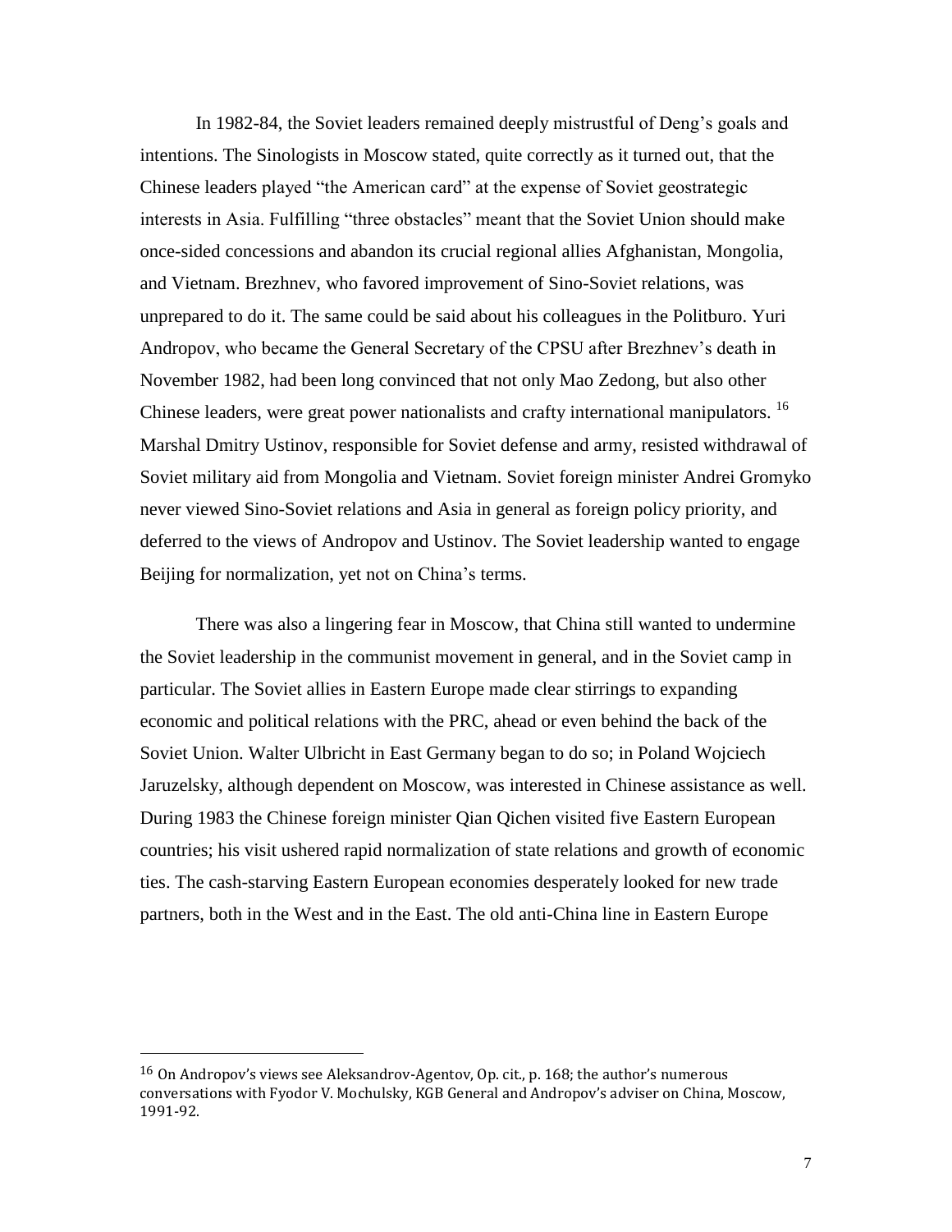In 1982-84, the Soviet leaders remained deeply mistrustful of Deng's goals and intentions. The Sinologists in Moscow stated, quite correctly as it turned out, that the Chinese leaders played "the American card" at the expense of Soviet geostrategic interests in Asia. Fulfilling "three obstacles" meant that the Soviet Union should make once-sided concessions and abandon its crucial regional allies Afghanistan, Mongolia, and Vietnam. Brezhnev, who favored improvement of Sino-Soviet relations, was unprepared to do it. The same could be said about his colleagues in the Politburo. Yuri Andropov, who became the General Secretary of the CPSU after Brezhnev's death in November 1982, had been long convinced that not only Mao Zedong, but also other Chinese leaders, were great power nationalists and crafty international manipulators. [16] Marshal Dmitry Ustinov, responsible for Soviet defense and army, resisted withdrawal of Soviet military aid from Mongolia and Vietnam. Soviet foreign minister Andrei Gromyko never viewed Sino-Soviet relations and Asia in general as foreign policy priority, and deferred to the views of Andropov and Ustinov. The Soviet leadership wanted to engage Beijing for normalization, yet not on China's terms.

There was also a lingering fear in Moscow, that China still wanted to undermine the Soviet leadership in the communist movement in general, and in the Soviet camp in particular. The Soviet allies in Eastern Europe made clear stirrings to expanding economic and political relations with the PRC, ahead or even behind the back of the Soviet Union. Walter Ulbricht in East Germany began to do so; in Poland Wojciech Jaruzelsky, although dependent on Moscow, was interested in Chinese assistance as well. During 1983 the Chinese foreign minister Qian Qichen visited five Eastern European countries; his visit ushered rapid normalization of state relations and growth of economic ties. The cash-starving Eastern European economies desperately looked for new trade partners, both in the West and in the East. The old anti-China line in Eastern Europe

[16] On Andropov's views see Aleksandrov-Agentov, Op. cit., p. 168; the author's numerous conversations with Fyodor V. Mochulsky, KGB General and Andropov's adviser on China, Moscow, 1991-92.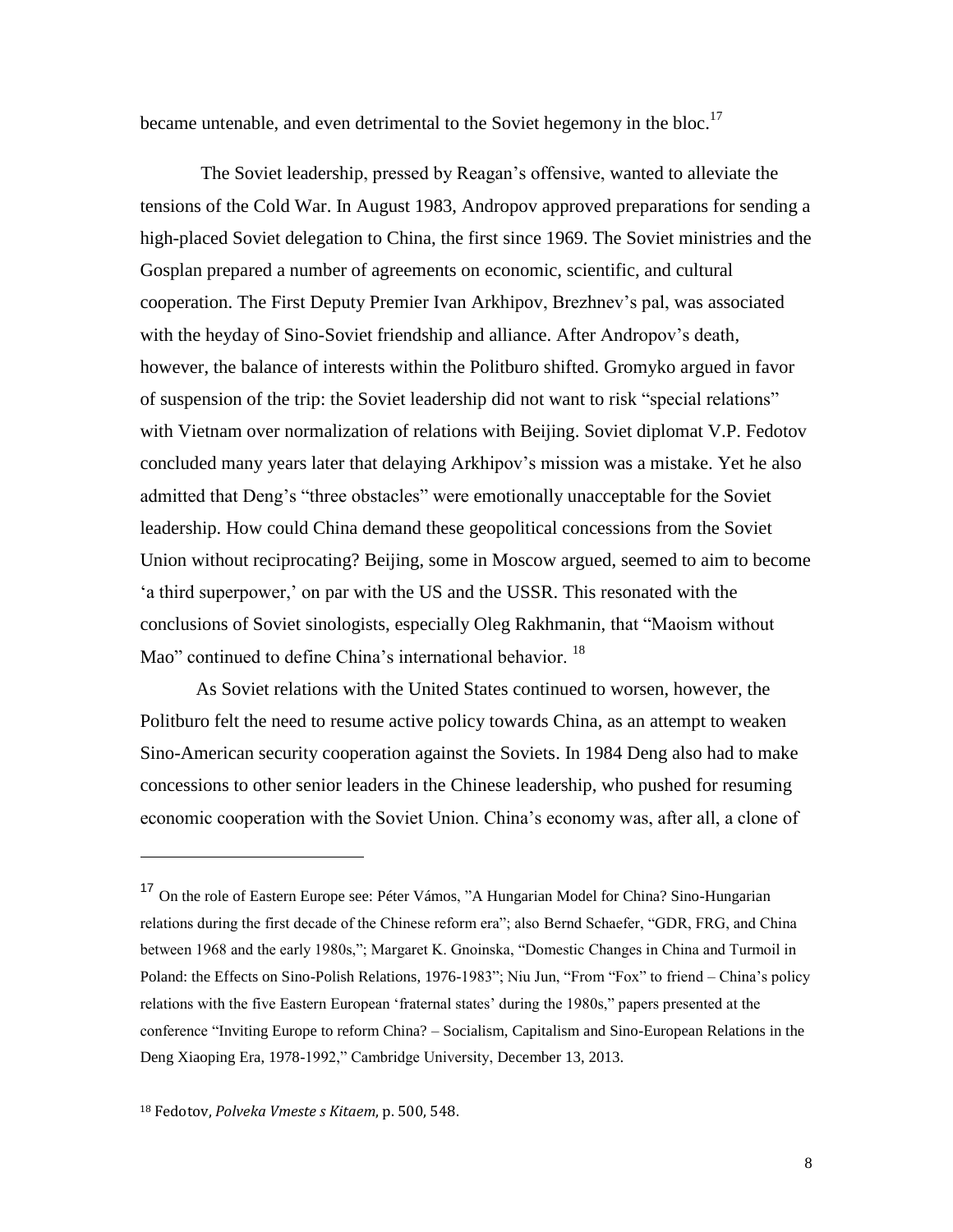became untenable, and even detrimental to the Soviet hegemony in the bloc.[17]

The Soviet leadership, pressed by Reagan's offensive, wanted to alleviate the tensions of the Cold War. In August 1983, Andropov approved preparations for sending a high-placed Soviet delegation to China, the first since 1969. The Soviet ministries and the Gosplan prepared a number of agreements on economic, scientific, and cultural cooperation. The First Deputy Premier Ivan Arkhipov, Brezhnev's pal, was associated with the heyday of Sino-Soviet friendship and alliance. After Andropov's death, however, the balance of interests within the Politburo shifted. Gromyko argued in favor of suspension of the trip: the Soviet leadership did not want to risk "special relations" with Vietnam over normalization of relations with Beijing. Soviet diplomat V.P. Fedotov concluded many years later that delaying Arkhipov's mission was a mistake. Yet he also admitted that Deng's "three obstacles" were emotionally unacceptable for the Soviet leadership. How could China demand these geopolitical concessions from the Soviet Union without reciprocating? Beijing, some in Moscow argued, seemed to aim to become 'a third superpower,' on par with the US and the USSR. This resonated with the conclusions of Soviet sinologists, especially Oleg Rakhmanin, that "Maoism without Mao" continued to define China's international behavior.[18]

As Soviet relations with the United States continued to worsen, however, the Politburo felt the need to resume active policy towards China, as an attempt to weaken Sino-American security cooperation against the Soviets. In 1984 Deng also had to make concessions to other senior leaders in the Chinese leadership, who pushed for resuming economic cooperation with the Soviet Union. China's economy was, after all, a clone of

---

[17] On the role of Eastern Europe see: Péter Vámos, "A Hungarian Model for China? Sino-Hungarian relations during the first decade of the Chinese reform era"; also Bernd Schaefer, "GDR, FRG, and China between 1968 and the early 1980s,"; Margaret K. Gnoinska, "Domestic Changes in China and Turmoil in Poland: the Effects on Sino-Polish Relations, 1976-1983"; Niu Jun, "From "Fox" to friend – China's policy relations with the five Eastern European 'fraternal states' during the 1980s," papers presented at the conference "Inviting Europe to reform China? – Socialism, Capitalism and Sino-European Relations in the Deng Xiaoping Era, 1978-1992," Cambridge University, December 13, 2013.

[18] Fedotov, *Polveka Vmeste s Kitaem*, p. 500, 548.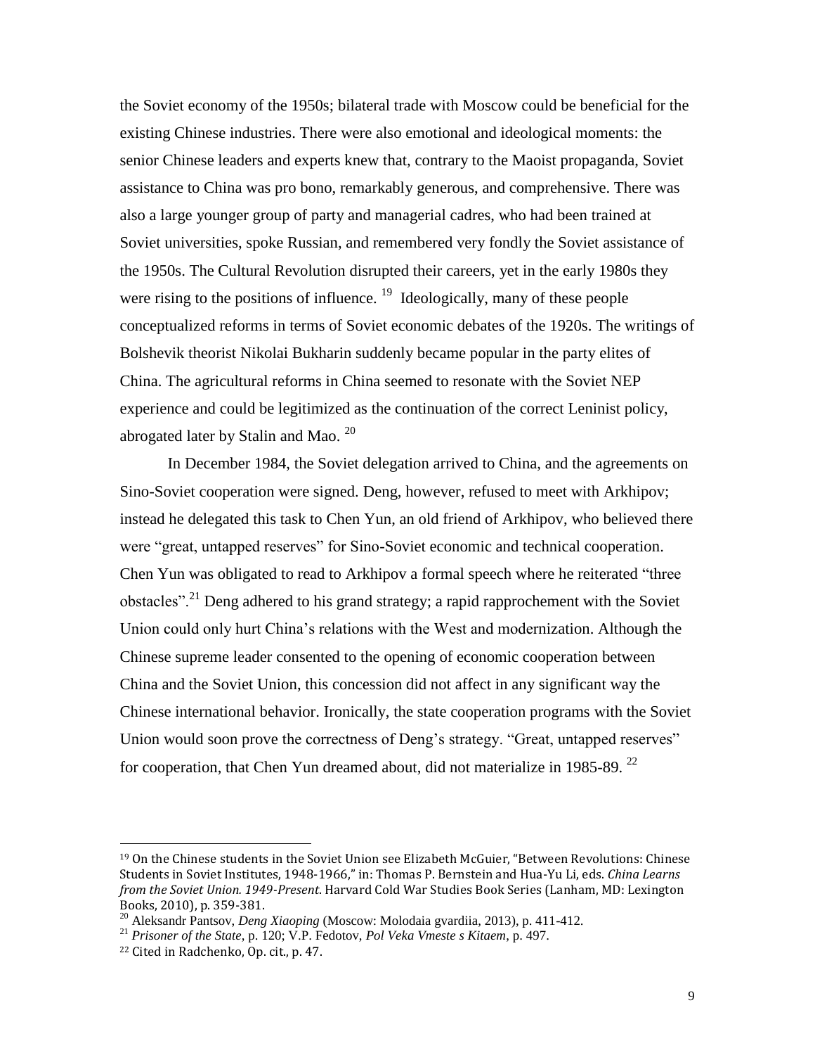the Soviet economy of the 1950s; bilateral trade with Moscow could be beneficial for the existing Chinese industries. There were also emotional and ideological moments: the senior Chinese leaders and experts knew that, contrary to the Maoist propaganda, Soviet assistance to China was pro bono, remarkably generous, and comprehensive. There was also a large younger group of party and managerial cadres, who had been trained at Soviet universities, spoke Russian, and remembered very fondly the Soviet assistance of the 1950s. The Cultural Revolution disrupted their careers, yet in the early 1980s they were rising to the positions of influence. [19] Ideologically, many of these people conceptualized reforms in terms of Soviet economic debates of the 1920s. The writings of Bolshevik theorist Nikolai Bukharin suddenly became popular in the party elites of China. The agricultural reforms in China seemed to resonate with the Soviet NEP experience and could be legitimized as the continuation of the correct Leninist policy, abrogated later by Stalin and Mao. [20]

In December 1984, the Soviet delegation arrived to China, and the agreements on Sino-Soviet cooperation were signed. Deng, however, refused to meet with Arkhipov; instead he delegated this task to Chen Yun, an old friend of Arkhipov, who believed there were "great, untapped reserves" for Sino-Soviet economic and technical cooperation. Chen Yun was obligated to read to Arkhipov a formal speech where he reiterated "three obstacles".[21] Deng adhered to his grand strategy; a rapid rapprochement with the Soviet Union could only hurt China's relations with the West and modernization. Although the Chinese supreme leader consented to the opening of economic cooperation between China and the Soviet Union, this concession did not affect in any significant way the Chinese international behavior. Ironically, the state cooperation programs with the Soviet Union would soon prove the correctness of Deng's strategy. "Great, untapped reserves" for cooperation, that Chen Yun dreamed about, did not materialize in 1985-89. [22]

---

[19] On the Chinese students in the Soviet Union see Elizabeth McGuier, "Between Revolutions: Chinese Students in Soviet Institutes, 1948-1966," in: Thomas P. Bernstein and Hua-Yu Li, eds. *China Learns from the Soviet Union. 1949-Present*. Harvard Cold War Studies Book Series (Lanham, MD: Lexington Books, 2010), p. 359-381.

[20] Aleksandr Pantsov, *Deng Xiaoping* (Moscow: Molodaia gvardiia, 2013), p. 411-412.

[21] *Prisoner of the State*, p. 120; V.P. Fedotov, *Pol Veka Vmeste s Kitaem*, p. 497.

[22] Cited in Radchenko, Op. cit., p. 47.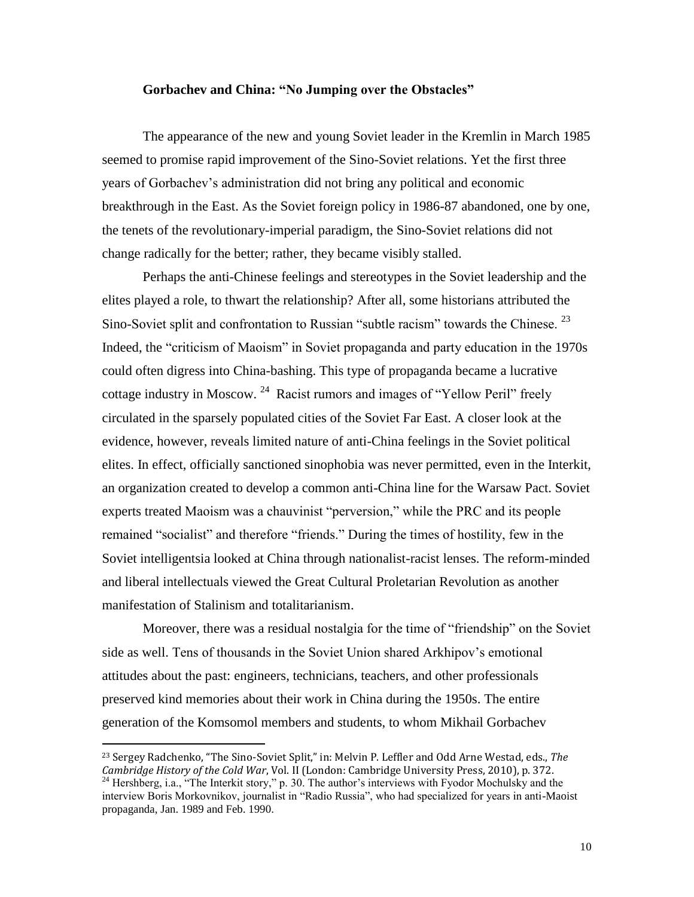### Gorbachev and China: "No Jumping over the Obstacles"

The appearance of the new and young Soviet leader in the Kremlin in March 1985 seemed to promise rapid improvement of the Sino-Soviet relations. Yet the first three years of Gorbachev's administration did not bring any political and economic breakthrough in the East. As the Soviet foreign policy in 1986-87 abandoned, one by one, the tenets of the revolutionary-imperial paradigm, the Sino-Soviet relations did not change radically for the better; rather, they became visibly stalled.

Perhaps the anti-Chinese feelings and stereotypes in the Soviet leadership and the elites played a role, to thwart the relationship? After all, some historians attributed the Sino-Soviet split and confrontation to Russian "subtle racism" towards the Chinese. [23] Indeed, the "criticism of Maoism" in Soviet propaganda and party education in the 1970s could often digress into China-bashing. This type of propaganda became a lucrative cottage industry in Moscow. [24] Racist rumors and images of "Yellow Peril" freely circulated in the sparsely populated cities of the Soviet Far East. A closer look at the evidence, however, reveals limited nature of anti-China feelings in the Soviet political elites. In effect, officially sanctioned sinophobia was never permitted, even in the Interkit, an organization created to develop a common anti-China line for the Warsaw Pact. Soviet experts treated Maoism was a chauvinist "perversion," while the PRC and its people remained "socialist" and therefore "friends." During the times of hostility, few in the Soviet intelligentsia looked at China through nationalist-racist lenses. The reform-minded and liberal intellectuals viewed the Great Cultural Proletarian Revolution as another manifestation of Stalinism and totalitarianism.

Moreover, there was a residual nostalgia for the time of "friendship" on the Soviet side as well. Tens of thousands in the Soviet Union shared Arkhipov's emotional attitudes about the past: engineers, technicians, teachers, and other professionals preserved kind memories about their work in China during the 1950s. The entire generation of the Komsomol members and students, to whom Mikhail Gorbachev

---

[23] Sergey Radchenko, "The Sino-Soviet Split," in: Melvin P. Leffler and Odd Arne Westad, eds., *The Cambridge History of the Cold War*, Vol. II (London: Cambridge University Press, 2010), p. 372.

[24] Hershberg, i.a., "The Interkit story," p. 30. The author's interviews with Fyodor Mochulsky and the interview Boris Morkovnikov, journalist in "Radio Russia", who had specialized for years in anti-Maoist propaganda, Jan. 1989 and Feb. 1990.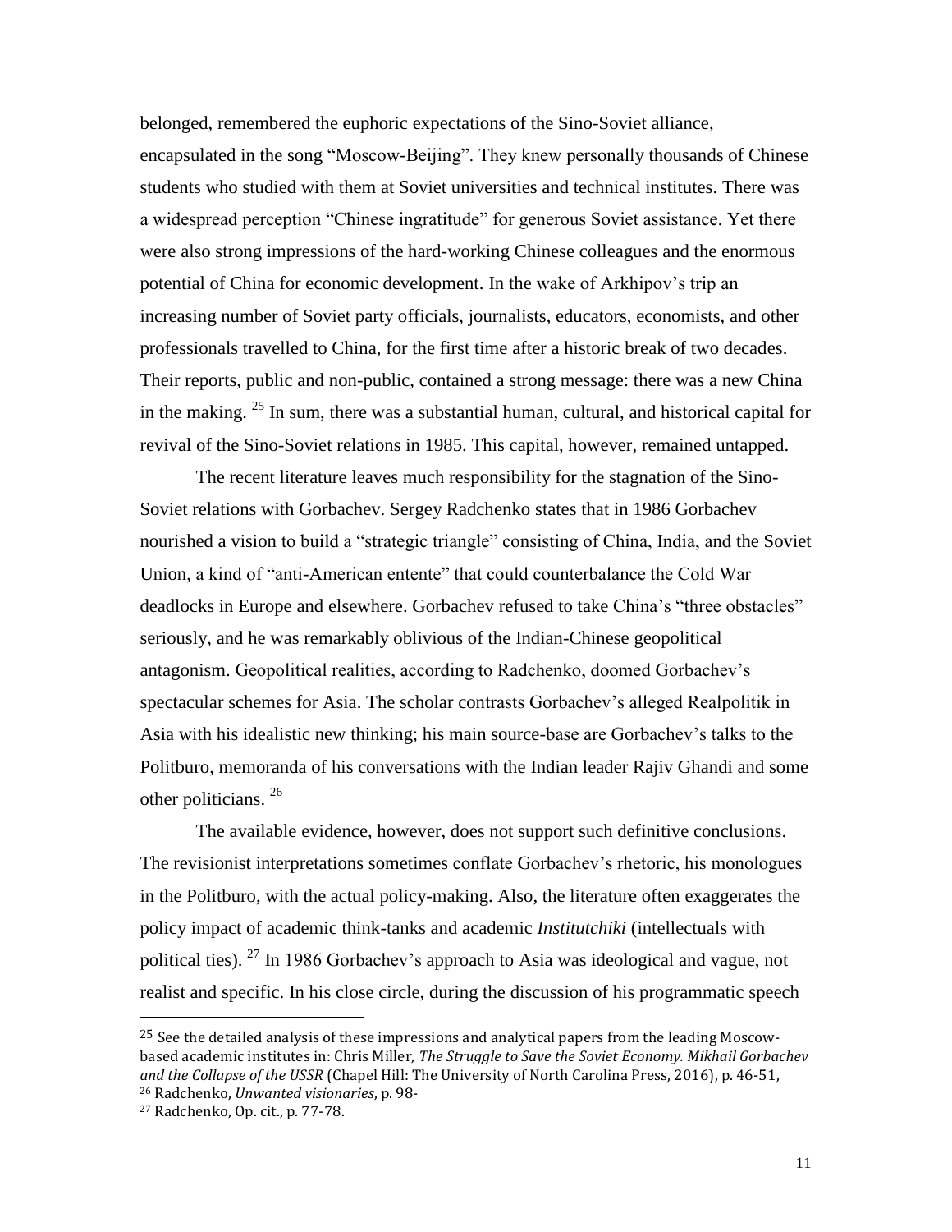belonged, remembered the euphoric expectations of the Sino-Soviet alliance, encapsulated in the song "Moscow-Beijing". They knew personally thousands of Chinese students who studied with them at Soviet universities and technical institutes. There was a widespread perception "Chinese ingratitude" for generous Soviet assistance. Yet there were also strong impressions of the hard-working Chinese colleagues and the enormous potential of China for economic development. In the wake of Arkhipov's trip an increasing number of Soviet party officials, journalists, educators, economists, and other professionals travelled to China, for the first time after a historic break of two decades. Their reports, public and non-public, contained a strong message: there was a new China in the making. [25] In sum, there was a substantial human, cultural, and historical capital for revival of the Sino-Soviet relations in 1985. This capital, however, remained untapped.

The recent literature leaves much responsibility for the stagnation of the Sino-Soviet relations with Gorbachev. Sergey Radchenko states that in 1986 Gorbachev nourished a vision to build a "strategic triangle" consisting of China, India, and the Soviet Union, a kind of "anti-American entente" that could counterbalance the Cold War deadlocks in Europe and elsewhere. Gorbachev refused to take China's "three obstacles" seriously, and he was remarkably oblivious of the Indian-Chinese geopolitical antagonism. Geopolitical realities, according to Radchenko, doomed Gorbachev's spectacular schemes for Asia. The scholar contrasts Gorbachev's alleged Realpolitik in Asia with his idealistic new thinking; his main source-base are Gorbachev's talks to the Politburo, memoranda of his conversations with the Indian leader Rajiv Ghandi and some other politicians. [26]

The available evidence, however, does not support such definitive conclusions. The revisionist interpretations sometimes conflate Gorbachev's rhetoric, his monologues in the Politburo, with the actual policy-making. Also, the literature often exaggerates the policy impact of academic think-tanks and academic *Institutchiki* (intellectuals with political ties). [27] In 1986 Gorbachev's approach to Asia was ideological and vague, not realist and specific. In his close circle, during the discussion of his programmatic speech

---

[25] See the detailed analysis of these impressions and analytical papers from the leading Moscow-based academic institutes in: Chris Miller, *The Struggle to Save the Soviet Economy. Mikhail Gorbachev and the Collapse of the USSR* (Chapel Hill: The University of North Carolina Press, 2016), p. 46-51,

[26] Radchenko, *Unwanted visionaries*, p. 98-

[27] Radchenko, Op. cit., p. 77-78.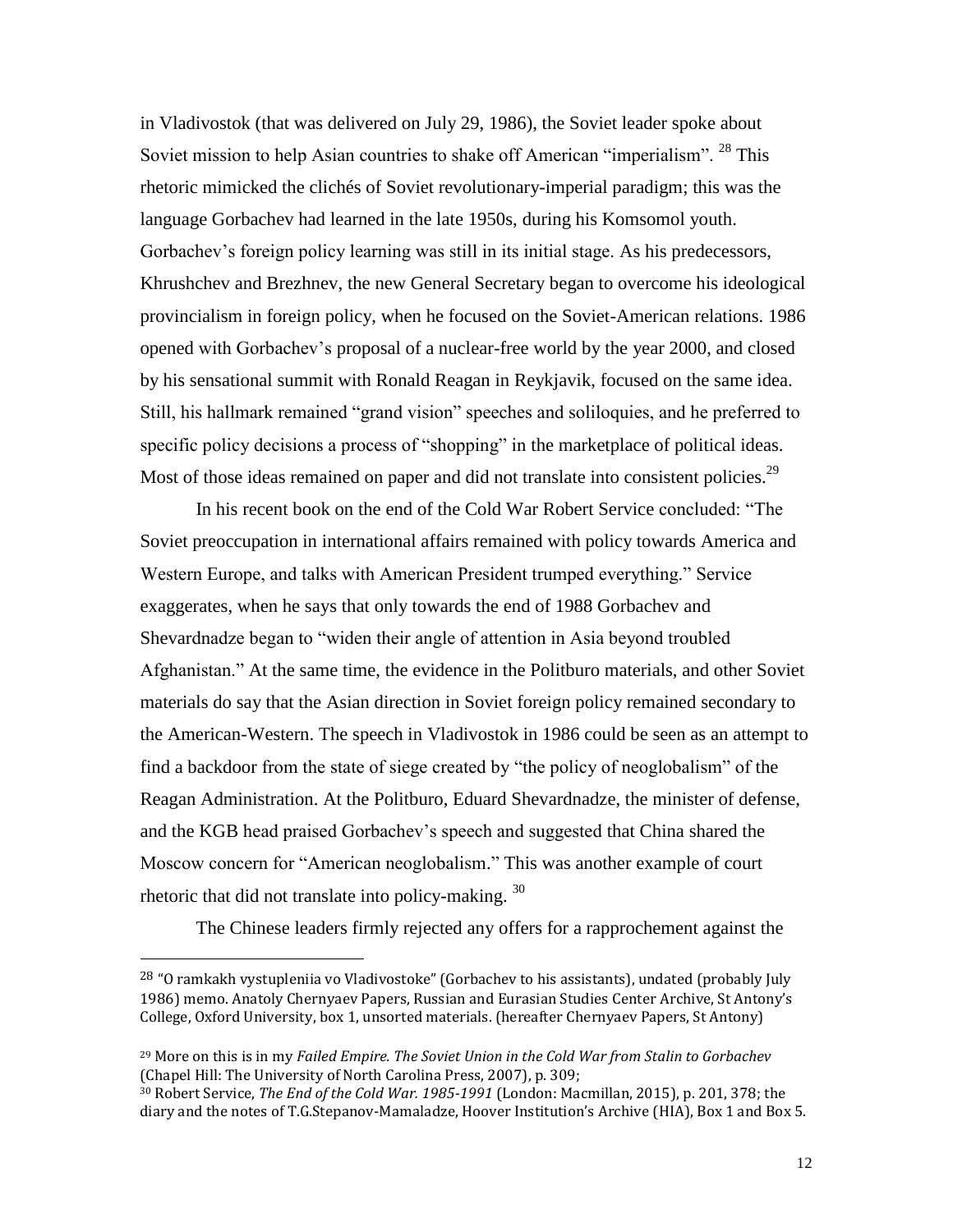in Vladivostok (that was delivered on July 29, 1986), the Soviet leader spoke about Soviet mission to help Asian countries to shake off American "imperialism". [28] This rhetoric mimicked the clichés of Soviet revolutionary-imperial paradigm; this was the language Gorbachev had learned in the late 1950s, during his Komsomol youth. Gorbachev's foreign policy learning was still in its initial stage. As his predecessors, Khrushchev and Brezhnev, the new General Secretary began to overcome his ideological provincialism in foreign policy, when he focused on the Soviet-American relations. 1986 opened with Gorbachev's proposal of a nuclear-free world by the year 2000, and closed by his sensational summit with Ronald Reagan in Reykjavik, focused on the same idea. Still, his hallmark remained "grand vision" speeches and soliloquies, and he preferred to specific policy decisions a process of "shopping" in the marketplace of political ideas. Most of those ideas remained on paper and did not translate into consistent policies.[29]

In his recent book on the end of the Cold War Robert Service concluded: "The Soviet preoccupation in international affairs remained with policy towards America and Western Europe, and talks with American President trumped everything." Service exaggerates, when he says that only towards the end of 1988 Gorbachev and Shevardnadze began to "widen their angle of attention in Asia beyond troubled Afghanistan." At the same time, the evidence in the Politburo materials, and other Soviet materials do say that the Asian direction in Soviet foreign policy remained secondary to the American-Western. The speech in Vladivostok in 1986 could be seen as an attempt to find a backdoor from the state of siege created by "the policy of neoglobalism" of the Reagan Administration. At the Politburo, Eduard Shevardnadze, the minister of defense, and the KGB head praised Gorbachev's speech and suggested that China shared the Moscow concern for "American neoglobalism." This was another example of court rhetoric that did not translate into policy-making. [30]

The Chinese leaders firmly rejected any offers for a rapprochement against the

---

[28] "O ramkakh vystupleniia vo Vladivostoke" (Gorbachev to his assistants), undated (probably July 1986) memo. Anatoly Chernyaev Papers, Russian and Eurasian Studies Center Archive, St Antony's College, Oxford University, box 1, unsorted materials. (hereafter Chernyaev Papers, St Antony)

[29] More on this is in my *Failed Empire. The Soviet Union in the Cold War from Stalin to Gorbachev* (Chapel Hill: The University of North Carolina Press, 2007), p. 309;

[30] Robert Service, *The End of the Cold War. 1985-1991* (London: Macmillan, 2015), p. 201, 378; the diary and the notes of T.G.Stepanov-Mamaladze, Hoover Institution's Archive (HIA), Box 1 and Box 5.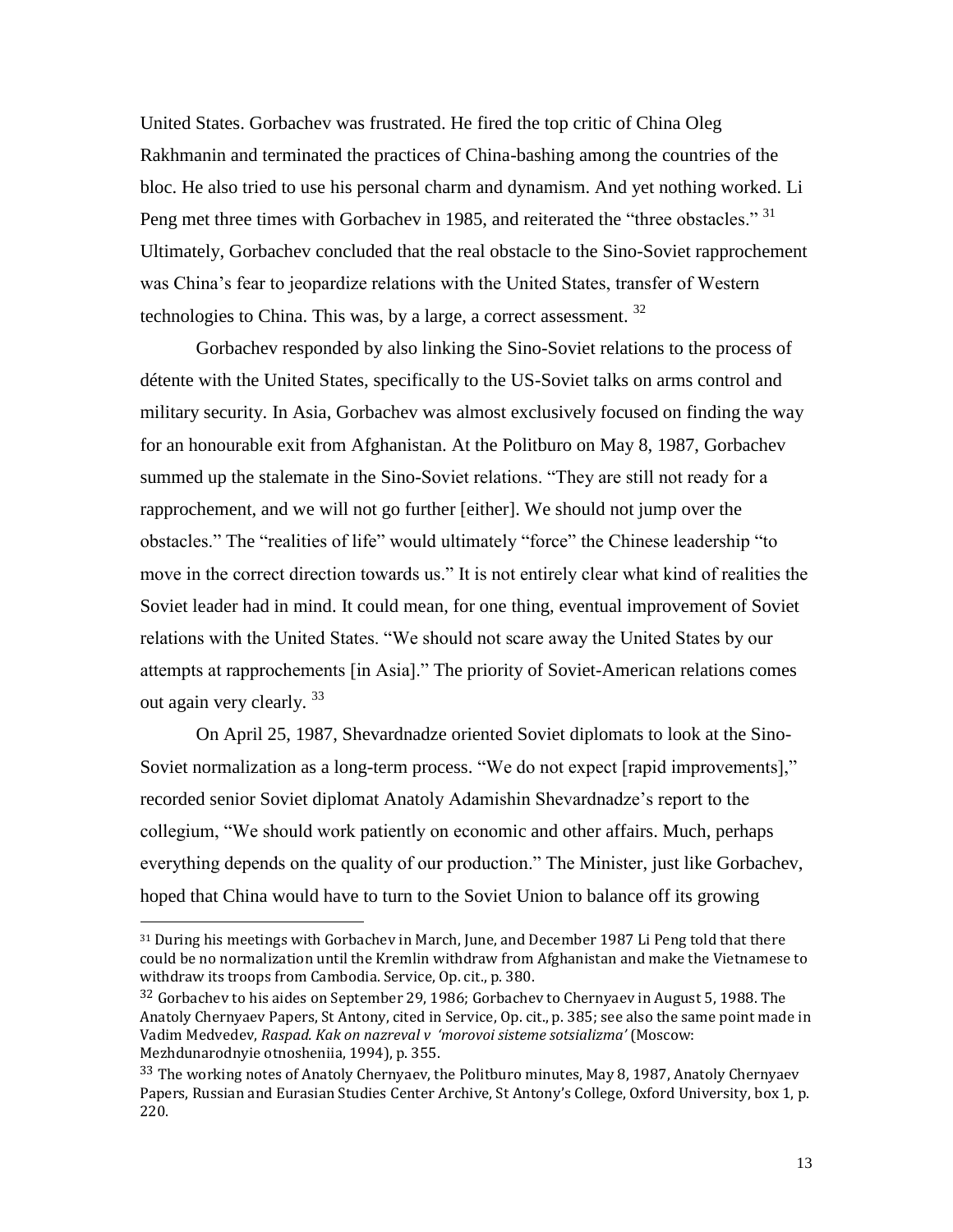United States. Gorbachev was frustrated. He fired the top critic of China Oleg Rakhmanin and terminated the practices of China-bashing among the countries of the bloc. He also tried to use his personal charm and dynamism. And yet nothing worked. Li Peng met three times with Gorbachev in 1985, and reiterated the "three obstacles." [31] Ultimately, Gorbachev concluded that the real obstacle to the Sino-Soviet rapprochement was China's fear to jeopardize relations with the United States, transfer of Western technologies to China. This was, by a large, a correct assessment. [32]

Gorbachev responded by also linking the Sino-Soviet relations to the process of détente with the United States, specifically to the US-Soviet talks on arms control and military security. In Asia, Gorbachev was almost exclusively focused on finding the way for an honourable exit from Afghanistan. At the Politburo on May 8, 1987, Gorbachev summed up the stalemate in the Sino-Soviet relations. "They are still not ready for a rapprochement, and we will not go further [either]. We should not jump over the obstacles." The "realities of life" would ultimately "force" the Chinese leadership "to move in the correct direction towards us." It is not entirely clear what kind of realities the Soviet leader had in mind. It could mean, for one thing, eventual improvement of Soviet relations with the United States. "We should not scare away the United States by our attempts at rapprochements [in Asia]." The priority of Soviet-American relations comes out again very clearly. [33]

On April 25, 1987, Shevardnadze oriented Soviet diplomats to look at the Sino-Soviet normalization as a long-term process. "We do not expect [rapid improvements]," recorded senior Soviet diplomat Anatoly Adamishin Shevardnadze's report to the collegium, "We should work patiently on economic and other affairs. Much, perhaps everything depends on the quality of our production." The Minister, just like Gorbachev, hoped that China would have to turn to the Soviet Union to balance off its growing

---

[31] During his meetings with Gorbachev in March, June, and December 1987 Li Peng told that there could be no normalization until the Kremlin withdraw from Afghanistan and make the Vietnamese to withdraw its troops from Cambodia. Service, Op. cit., p. 380.

[32] Gorbachev to his aides on September 29, 1986; Gorbachev to Chernyaev in August 5, 1988. The Anatoly Chernyaev Papers, St Antony, cited in Service, Op. cit., p. 385; see also the same point made in Vadim Medvedev, *Raspad. Kak on nazreval v 'morovoi sisteme sotsializma'* (Moscow: Mezhdunarodnyie otnosheniia, 1994), p. 355.

[33] The working notes of Anatoly Chernyaev, the Politburo minutes, May 8, 1987, Anatoly Chernyaev Papers, Russian and Eurasian Studies Center Archive, St Antony's College, Oxford University, box 1, p. 220.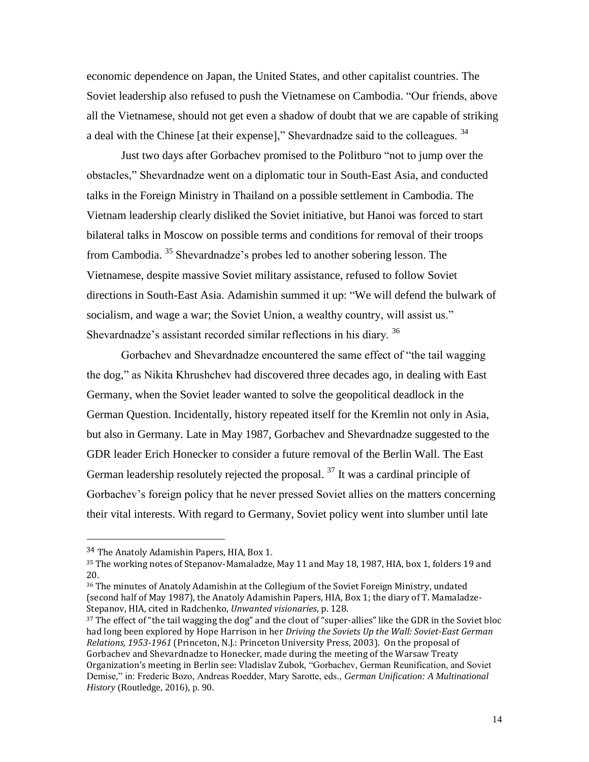economic dependence on Japan, the United States, and other capitalist countries. The Soviet leadership also refused to push the Vietnamese on Cambodia. "Our friends, above all the Vietnamese, should not get even a shadow of doubt that we are capable of striking a deal with the Chinese [at their expense]," Shevardnadze said to the colleagues. [34]

Just two days after Gorbachev promised to the Politburo "not to jump over the obstacles," Shevardnadze went on a diplomatic tour in South-East Asia, and conducted talks in the Foreign Ministry in Thailand on a possible settlement in Cambodia. The Vietnam leadership clearly disliked the Soviet initiative, but Hanoi was forced to start bilateral talks in Moscow on possible terms and conditions for removal of their troops from Cambodia. [35] Shevardnadze's probes led to another sobering lesson. The Vietnamese, despite massive Soviet military assistance, refused to follow Soviet directions in South-East Asia. Adamishin summed it up: "We will defend the bulwark of socialism, and wage a war; the Soviet Union, a wealthy country, will assist us." Shevardnadze's assistant recorded similar reflections in his diary. [36]

Gorbachev and Shevardnadze encountered the same effect of "the tail wagging the dog," as Nikita Khrushchev had discovered three decades ago, in dealing with East Germany, when the Soviet leader wanted to solve the geopolitical deadlock in the German Question. Incidentally, history repeated itself for the Kremlin not only in Asia, but also in Germany. Late in May 1987, Gorbachev and Shevardnadze suggested to the GDR leader Erich Honecker to consider a future removal of the Berlin Wall. The East German leadership resolutely rejected the proposal. [37] It was a cardinal principle of Gorbachev's foreign policy that he never pressed Soviet allies on the matters concerning their vital interests. With regard to Germany, Soviet policy went into slumber until late

---

[34] The Anatoly Adamishin Papers, HIA, Box 1.

[35] The working notes of Stepanov-Mamaladze, May 11 and May 18, 1987, HIA, box 1, folders 19 and 20.

[36] The minutes of Anatoly Adamishin at the Collegium of the Soviet Foreign Ministry, undated (second half of May 1987), the Anatoly Adamishin Papers, HIA, Box 1; the diary of T. Mamaladze-Stepanov, HIA, cited in Radchenko, *Unwanted visionaries*, p. 128.

[37] The effect of "the tail wagging the dog" and the clout of "super-allies" like the GDR in the Soviet bloc had long been explored by Hope Harrison in her *Driving the Soviets Up the Wall: Soviet-East German Relations, 1953-1961* (Princeton, N.J.: Princeton University Press, 2003). On the proposal of Gorbachev and Shevardnadze to Honecker, made during the meeting of the Warsaw Treaty Organization's meeting in Berlin see: Vladislav Zubok, "Gorbachev, German Reunification, and Soviet Demise," in: Frederic Bozo, Andreas Roedder, Mary Sarotte, eds., *German Unification: A Multinational History* (Routledge, 2016), p. 90.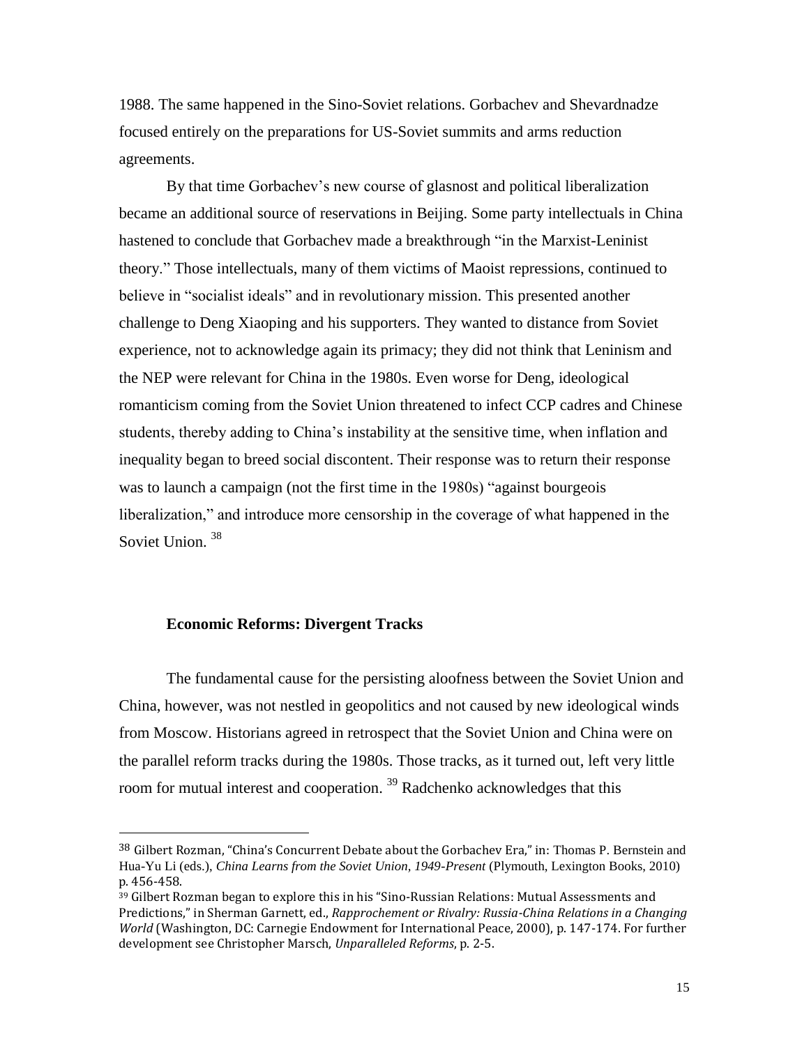1988. The same happened in the Sino-Soviet relations. Gorbachev and Shevardnadze focused entirely on the preparations for US-Soviet summits and arms reduction agreements.

By that time Gorbachev's new course of glasnost and political liberalization became an additional source of reservations in Beijing. Some party intellectuals in China hastened to conclude that Gorbachev made a breakthrough "in the Marxist-Leninist theory." Those intellectuals, many of them victims of Maoist repressions, continued to believe in "socialist ideals" and in revolutionary mission. This presented another challenge to Deng Xiaoping and his supporters. They wanted to distance from Soviet experience, not to acknowledge again its primacy; they did not think that Leninism and the NEP were relevant for China in the 1980s. Even worse for Deng, ideological romanticism coming from the Soviet Union threatened to infect CCP cadres and Chinese students, thereby adding to China's instability at the sensitive time, when inflation and inequality began to breed social discontent. Their response was to return their response was to launch a campaign (not the first time in the 1980s) "against bourgeois liberalization," and introduce more censorship in the coverage of what happened in the Soviet Union. [38]

### Economic Reforms: Divergent Tracks

The fundamental cause for the persisting aloofness between the Soviet Union and China, however, was not nestled in geopolitics and not caused by new ideological winds from Moscow. Historians agreed in retrospect that the Soviet Union and China were on the parallel reform tracks during the 1980s. Those tracks, as it turned out, left very little room for mutual interest and cooperation. [39] Radchenko acknowledges that this

---

[38] Gilbert Rozman, "China's Concurrent Debate about the Gorbachev Era," in: Thomas P. Bernstein and Hua-Yu Li (eds.), *China Learns from the Soviet Union, 1949-Present* (Plymouth, Lexington Books, 2010) p. 456-458.

[39] Gilbert Rozman began to explore this in his "Sino-Russian Relations: Mutual Assessments and Predictions," in Sherman Garnett, ed., *Rapprochement or Rivalry: Russia-China Relations in a Changing World* (Washington, DC: Carnegie Endowment for International Peace, 2000), p. 147-174. For further development see Christopher Marsch, *Unparalleled Reforms*, p. 2-5.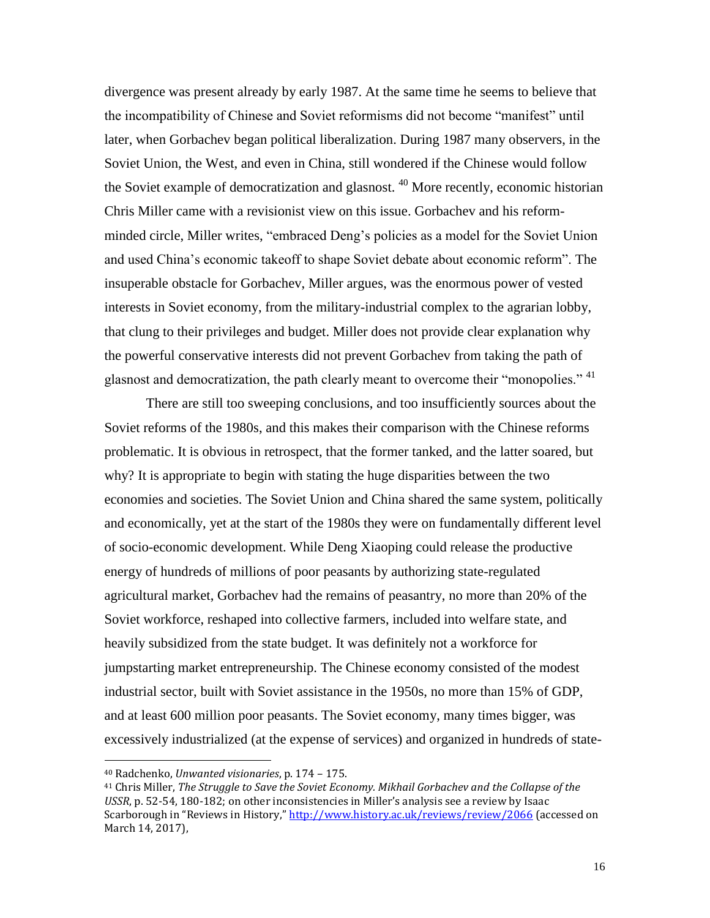divergence was present already by early 1987. At the same time he seems to believe that the incompatibility of Chinese and Soviet reformisms did not become "manifest" until later, when Gorbachev began political liberalization. During 1987 many observers, in the Soviet Union, the West, and even in China, still wondered if the Chinese would follow the Soviet example of democratization and glasnost. [40] More recently, economic historian Chris Miller came with a revisionist view on this issue. Gorbachev and his reform-minded circle, Miller writes, "embraced Deng's policies as a model for the Soviet Union and used China's economic takeoff to shape Soviet debate about economic reform". The insuperable obstacle for Gorbachev, Miller argues, was the enormous power of vested interests in Soviet economy, from the military-industrial complex to the agrarian lobby, that clung to their privileges and budget. Miller does not provide clear explanation why the powerful conservative interests did not prevent Gorbachev from taking the path of glasnost and democratization, the path clearly meant to overcome their "monopolies." [41]

There are still too sweeping conclusions, and too insufficiently sources about the Soviet reforms of the 1980s, and this makes their comparison with the Chinese reforms problematic. It is obvious in retrospect, that the former tanked, and the latter soared, but why? It is appropriate to begin with stating the huge disparities between the two economies and societies. The Soviet Union and China shared the same system, politically and economically, yet at the start of the 1980s they were on fundamentally different level of socio-economic development. While Deng Xiaoping could release the productive energy of hundreds of millions of poor peasants by authorizing state-regulated agricultural market, Gorbachev had the remains of peasantry, no more than 20% of the Soviet workforce, reshaped into collective farmers, included into welfare state, and heavily subsidized from the state budget. It was definitely not a workforce for jumpstarting market entrepreneurship. The Chinese economy consisted of the modest industrial sector, built with Soviet assistance in the 1950s, no more than 15% of GDP, and at least 600 million poor peasants. The Soviet economy, many times bigger, was excessively industrialized (at the expense of services) and organized in hundreds of state-

---

[40] Radchenko, *Unwanted visionaries*, p. 174 – 175.

[41] Chris Miller, *The Struggle to Save the Soviet Economy. Mikhail Gorbachev and the Collapse of the USSR*, p. 52-54, 180-182; on other inconsistencies in Miller's analysis see a review by Isaac Scarborough in "Reviews in History," http://www.history.ac.uk/reviews/review/2066 (accessed on March 14, 2017),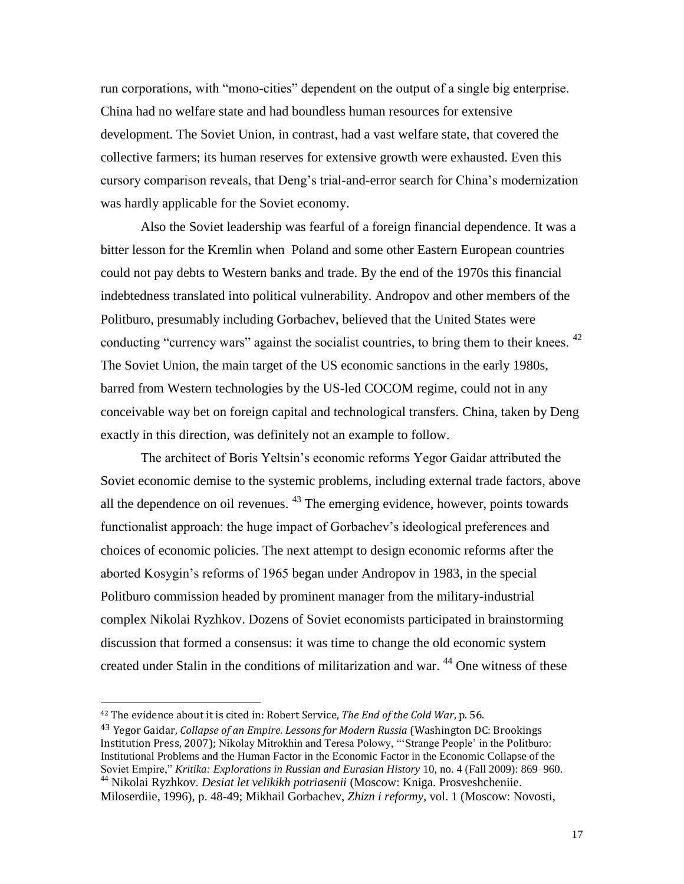run corporations, with "mono-cities" dependent on the output of a single big enterprise. China had no welfare state and had boundless human resources for extensive development. The Soviet Union, in contrast, had a vast welfare state, that covered the collective farmers; its human reserves for extensive growth were exhausted. Even this cursory comparison reveals, that Deng's trial-and-error search for China's modernization was hardly applicable for the Soviet economy.

Also the Soviet leadership was fearful of a foreign financial dependence. It was a bitter lesson for the Kremlin when Poland and some other Eastern European countries could not pay debts to Western banks and trade. By the end of the 1970s this financial indebtedness translated into political vulnerability. Andropov and other members of the Politburo, presumably including Gorbachev, believed that the United States were conducting "currency wars" against the socialist countries, to bring them to their knees. [42] The Soviet Union, the main target of the US economic sanctions in the early 1980s, barred from Western technologies by the US-led COCOM regime, could not in any conceivable way bet on foreign capital and technological transfers. China, taken by Deng exactly in this direction, was definitely not an example to follow.

The architect of Boris Yeltsin's economic reforms Yegor Gaidar attributed the Soviet economic demise to the systemic problems, including external trade factors, above all the dependence on oil revenues. [43] The emerging evidence, however, points towards functionalist approach: the huge impact of Gorbachev's ideological preferences and choices of economic policies. The next attempt to design economic reforms after the aborted Kosygin's reforms of 1965 began under Andropov in 1983, in the special Politburo commission headed by prominent manager from the military-industrial complex Nikolai Ryzhkov. Dozens of Soviet economists participated in brainstorming discussion that formed a consensus: it was time to change the old economic system created under Stalin in the conditions of militarization and war. [44] One witness of these

---

[42] The evidence about it is cited in: Robert Service, *The End of the Cold War*, p. 56.

[43] Yegor Gaidar, *Collapse of an Empire. Lessons for Modern Russia* (Washington DC: Brookings Institution Press, 2007); Nikolay Mitrokhin and Teresa Polowy, "'Strange People' in the Politburo: Institutional Problems and the Human Factor in the Economic Factor in the Economic Collapse of the Soviet Empire," *Kritika: Explorations in Russian and Eurasian History* 10, no. 4 (Fall 2009): 869–960.

[44] Nikolai Ryzhkov. *Desiat let velikikh potriasenii* (Moscow: Kniga. Prosveshcheniie. Miloserdiie, 1996), p. 48-49; Mikhail Gorbachev, *Zhizn i reformy*, vol. 1 (Moscow: Novosti,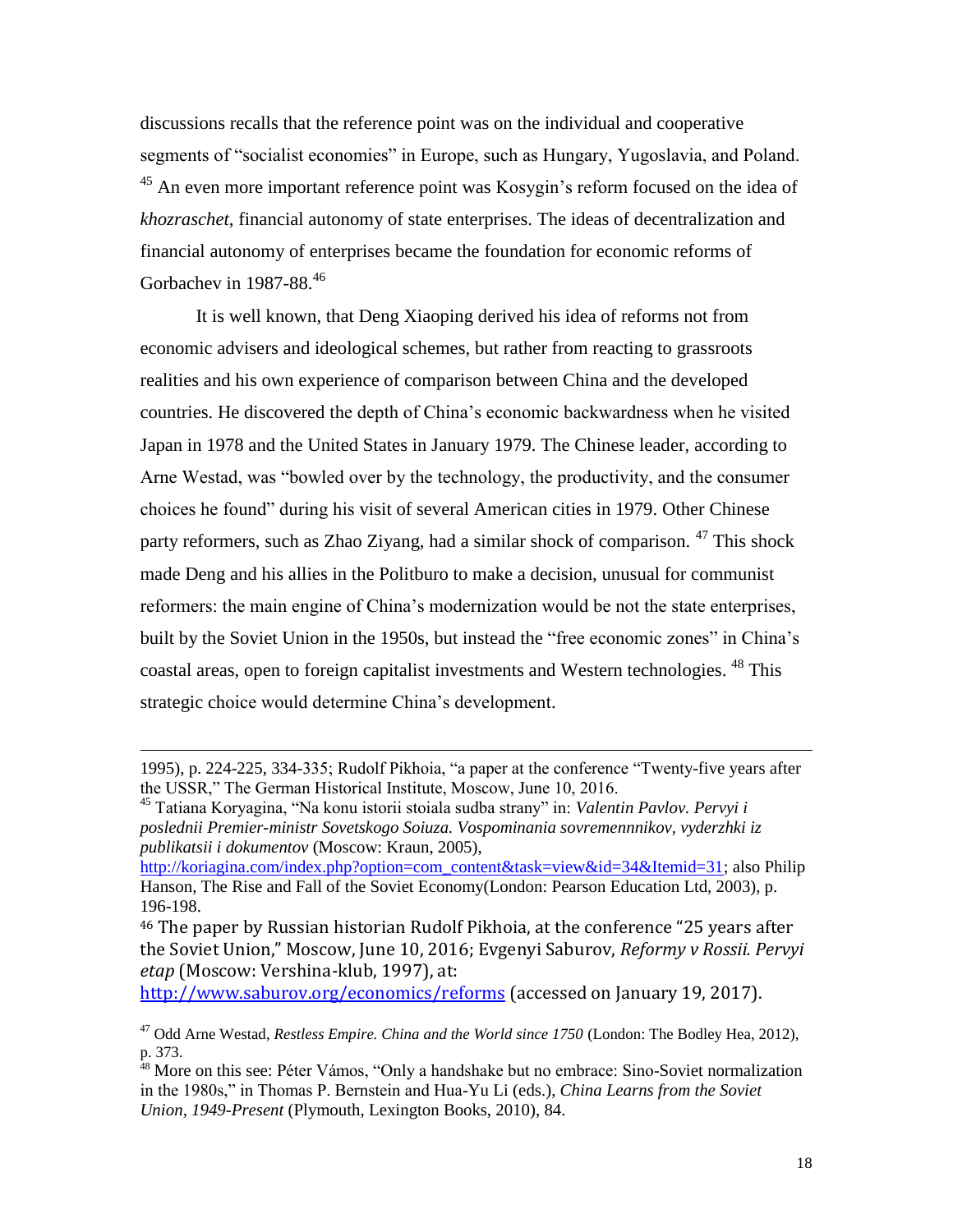discussions recalls that the reference point was on the individual and cooperative segments of "socialist economies" in Europe, such as Hungary, Yugoslavia, and Poland. [45] An even more important reference point was Kosygin's reform focused on the idea of *khozraschet*, financial autonomy of state enterprises. The ideas of decentralization and financial autonomy of enterprises became the foundation for economic reforms of Gorbachev in 1987-88.[46]

It is well known, that Deng Xiaoping derived his idea of reforms not from economic advisers and ideological schemes, but rather from reacting to grassroots realities and his own experience of comparison between China and the developed countries. He discovered the depth of China's economic backwardness when he visited Japan in 1978 and the United States in January 1979. The Chinese leader, according to Arne Westad, was "bowled over by the technology, the productivity, and the consumer choices he found" during his visit of several American cities in 1979. Other Chinese party reformers, such as Zhao Ziyang, had a similar shock of comparison. [47] This shock made Deng and his allies in the Politburo to make a decision, unusual for communist reformers: the main engine of China's modernization would be not the state enterprises, built by the Soviet Union in the 1950s, but instead the "free economic zones" in China's coastal areas, open to foreign capitalist investments and Western technologies. [48] This strategic choice would determine China's development.

---

1995), p. 224-225, 334-335; Rudolf Pikhoia, "a paper at the conference "Twenty-five years after the USSR," The German Historical Institute, Moscow, June 10, 2016.

[45] Tatiana Koryagina, "Na konu istorii stoiala sudba strany" in: *Valentin Pavlov. Pervyi i poslednii Premier-ministr Sovetskogo Soiuza. Vospominania sovremennnikov, vyderzhki iz publikatsii i dokumentov* (Moscow: Kraun, 2005), http://koriagina.com/index.php?option=com_content&task=view&id=34&Itemid=31; also Philip Hanson, The Rise and Fall of the Soviet Economy(London: Pearson Education Ltd, 2003), p. 196-198.

[46] The paper by Russian historian Rudolf Pikhoia, at the conference "25 years after the Soviet Union," Moscow, June 10, 2016; Evgenyi Saburov, *Reformy v Rossii. Pervyi etap* (Moscow: Vershina-klub, 1997), at: http://www.saburov.org/economics/reforms (accessed on January 19, 2017).

[47] Odd Arne Westad, *Restless Empire. China and the World since 1750* (London: The Bodley Hea, 2012), p. 373.

[48] More on this see: Péter Vámos, "Only a handshake but no embrace: Sino-Soviet normalization in the 1980s," in Thomas P. Bernstein and Hua-Yu Li (eds.), *China Learns from the Soviet Union, 1949-Present* (Plymouth, Lexington Books, 2010), 84.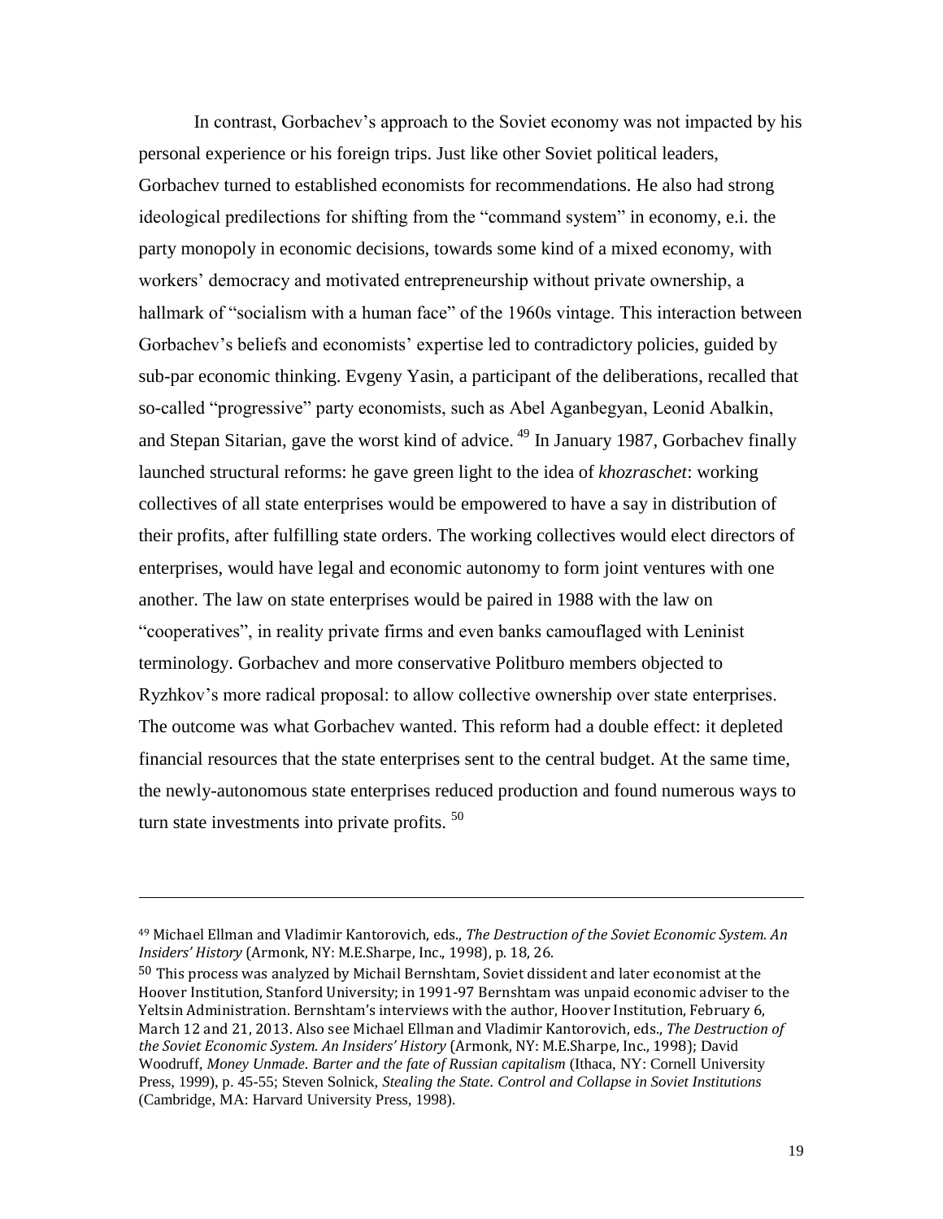In contrast, Gorbachev's approach to the Soviet economy was not impacted by his personal experience or his foreign trips. Just like other Soviet political leaders, Gorbachev turned to established economists for recommendations. He also had strong ideological predilections for shifting from the "command system" in economy, e.i. the party monopoly in economic decisions, towards some kind of a mixed economy, with workers' democracy and motivated entrepreneurship without private ownership, a hallmark of "socialism with a human face" of the 1960s vintage. This interaction between Gorbachev's beliefs and economists' expertise led to contradictory policies, guided by sub-par economic thinking. Evgeny Yasin, a participant of the deliberations, recalled that so-called "progressive" party economists, such as Abel Aganbegyan, Leonid Abalkin, and Stepan Sitarian, gave the worst kind of advice. [49] In January 1987, Gorbachev finally launched structural reforms: he gave green light to the idea of *khozraschet*: working collectives of all state enterprises would be empowered to have a say in distribution of their profits, after fulfilling state orders. The working collectives would elect directors of enterprises, would have legal and economic autonomy to form joint ventures with one another. The law on state enterprises would be paired in 1988 with the law on "cooperatives", in reality private firms and even banks camouflaged with Leninist terminology. Gorbachev and more conservative Politburo members objected to Ryzhkov's more radical proposal: to allow collective ownership over state enterprises. The outcome was what Gorbachev wanted. This reform had a double effect: it depleted financial resources that the state enterprises sent to the central budget. At the same time, the newly-autonomous state enterprises reduced production and found numerous ways to turn state investments into private profits. [50]

---

[49] Michael Ellman and Vladimir Kantorovich, eds., *The Destruction of the Soviet Economic System. An Insiders' History* (Armonk, NY: M.E.Sharpe, Inc., 1998), p. 18, 26.

[50] This process was analyzed by Michail Bernshtam, Soviet dissident and later economist at the Hoover Institution, Stanford University; in 1991-97 Bernshtam was unpaid economic adviser to the Yeltsin Administration. Bernshtam's interviews with the author, Hoover Institution, February 6, March 12 and 21, 2013. Also see Michael Ellman and Vladimir Kantorovich, eds., *The Destruction of the Soviet Economic System. An Insiders' History* (Armonk, NY: M.E.Sharpe, Inc., 1998); David Woodruff, *Money Unmade. Barter and the fate of Russian capitalism* (Ithaca, NY: Cornell University Press, 1999), p. 45-55; Steven Solnick, *Stealing the State. Control and Collapse in Soviet Institutions* (Cambridge, MA: Harvard University Press, 1998).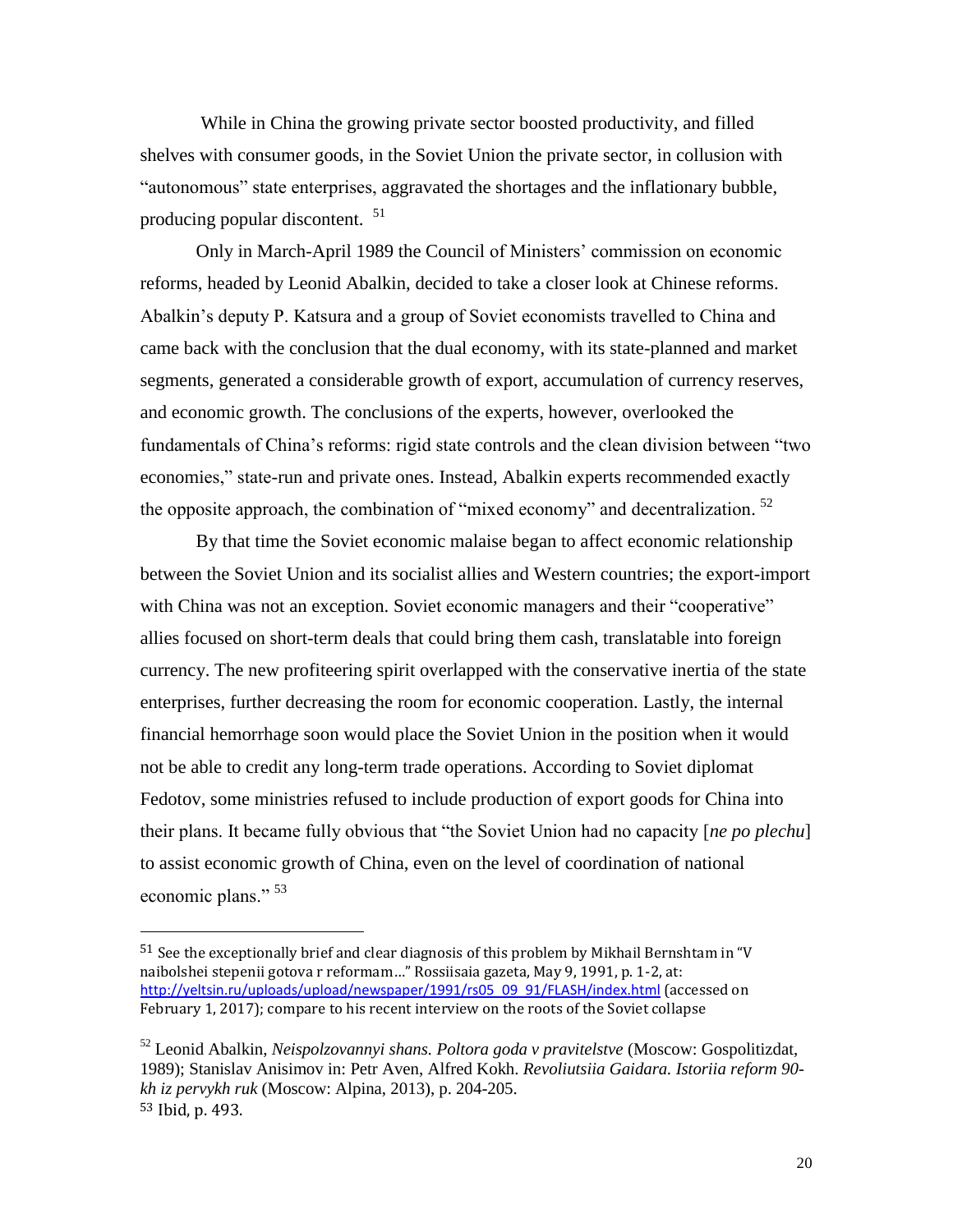While in China the growing private sector boosted productivity, and filled shelves with consumer goods, in the Soviet Union the private sector, in collusion with "autonomous" state enterprises, aggravated the shortages and the inflationary bubble, producing popular discontent. [51]

Only in March-April 1989 the Council of Ministers' commission on economic reforms, headed by Leonid Abalkin, decided to take a closer look at Chinese reforms. Abalkin's deputy P. Katsura and a group of Soviet economists travelled to China and came back with the conclusion that the dual economy, with its state-planned and market segments, generated a considerable growth of export, accumulation of currency reserves, and economic growth. The conclusions of the experts, however, overlooked the fundamentals of China's reforms: rigid state controls and the clean division between "two economies," state-run and private ones. Instead, Abalkin experts recommended exactly the opposite approach, the combination of "mixed economy" and decentralization. [52]

By that time the Soviet economic malaise began to affect economic relationship between the Soviet Union and its socialist allies and Western countries; the export-import with China was not an exception. Soviet economic managers and their "cooperative" allies focused on short-term deals that could bring them cash, translatable into foreign currency. The new profiteering spirit overlapped with the conservative inertia of the state enterprises, further decreasing the room for economic cooperation. Lastly, the internal financial hemorrhage soon would place the Soviet Union in the position when it would not be able to credit any long-term trade operations. According to Soviet diplomat Fedotov, some ministries refused to include production of export goods for China into their plans. It became fully obvious that "the Soviet Union had no capacity [*ne po plechu*] to assist economic growth of China, even on the level of coordination of national economic plans." [53]

---

[51] See the exceptionally brief and clear diagnosis of this problem by Mikhail Bernshtam in "V naibolshei stepenii gotova r reformam…" Rossiisaia gazeta, May 9, 1991, p. 1-2, at: http://yeltsin.ru/uploads/upload/newspaper/1991/rs05_09_91/FLASH/index.html (accessed on February 1, 2017); compare to his recent interview on the roots of the Soviet collapse

[52] Leonid Abalkin, *Neispolzovannyi shans. Poltora goda v pravitelstve* (Moscow: Gospolitizdat, 1989); Stanislav Anisimov in: Petr Aven, Alfred Kokh. *Revoliutsiia Gaidara. Istoriia reform 90-kh iz pervykh ruk* (Moscow: Alpina, 2013), p. 204-205.

[53] Ibid, p. 493.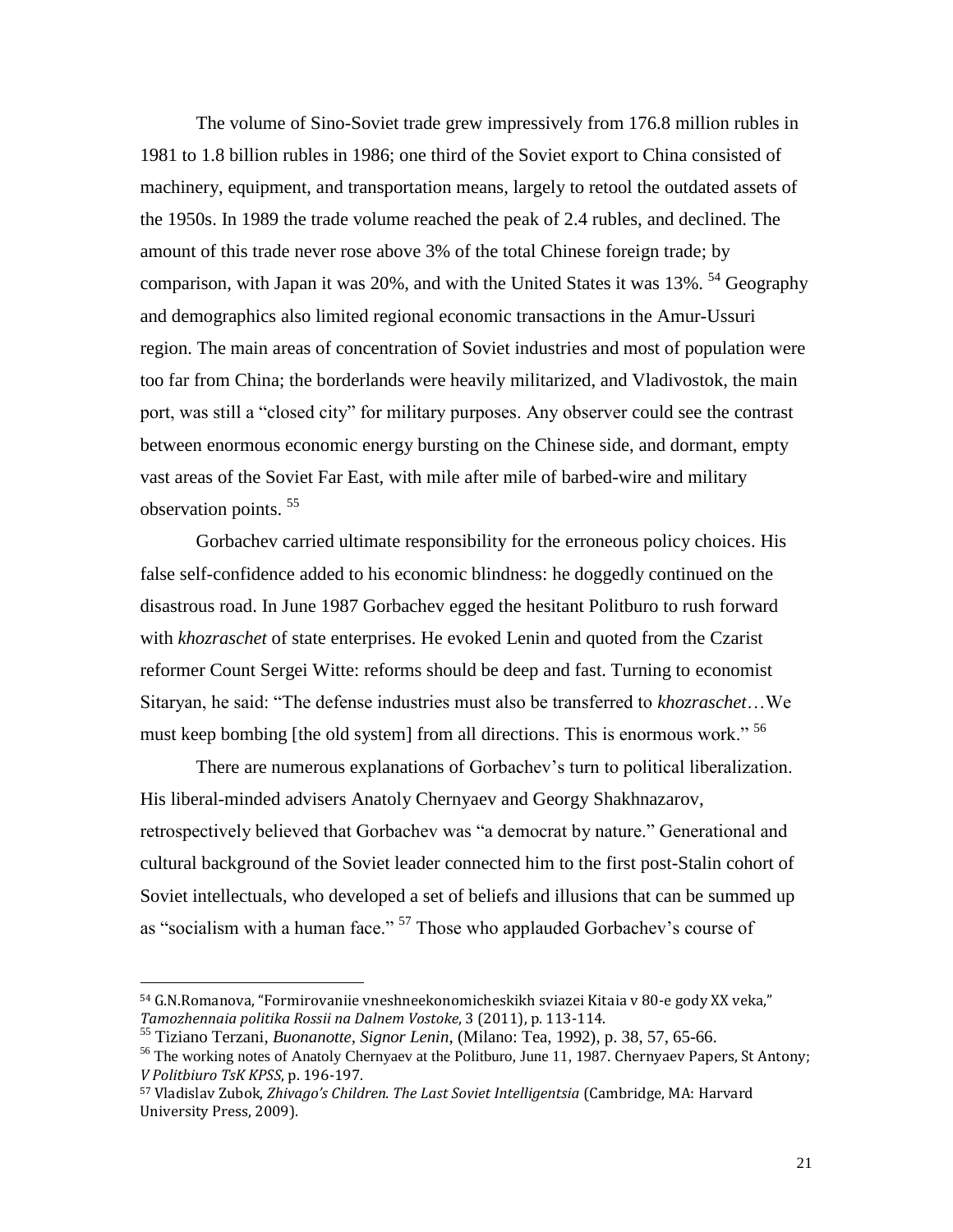The volume of Sino-Soviet trade grew impressively from 176.8 million rubles in 1981 to 1.8 billion rubles in 1986; one third of the Soviet export to China consisted of machinery, equipment, and transportation means, largely to retool the outdated assets of the 1950s. In 1989 the trade volume reached the peak of 2.4 rubles, and declined. The amount of this trade never rose above 3% of the total Chinese foreign trade; by comparison, with Japan it was 20%, and with the United States it was 13%. [54] Geography and demographics also limited regional economic transactions in the Amur-Ussuri region. The main areas of concentration of Soviet industries and most of population were too far from China; the borderlands were heavily militarized, and Vladivostok, the main port, was still a "closed city" for military purposes. Any observer could see the contrast between enormous economic energy bursting on the Chinese side, and dormant, empty vast areas of the Soviet Far East, with mile after mile of barbed-wire and military observation points. [55]

Gorbachev carried ultimate responsibility for the erroneous policy choices. His false self-confidence added to his economic blindness: he doggedly continued on the disastrous road. In June 1987 Gorbachev egged the hesitant Politburo to rush forward with *khozraschet* of state enterprises. He evoked Lenin and quoted from the Czarist reformer Count Sergei Witte: reforms should be deep and fast. Turning to economist Sitaryan, he said: "The defense industries must also be transferred to *khozraschet*…We must keep bombing [the old system] from all directions. This is enormous work." [56]

There are numerous explanations of Gorbachev's turn to political liberalization. His liberal-minded advisers Anatoly Chernyaev and Georgy Shakhnazarov, retrospectively believed that Gorbachev was "a democrat by nature." Generational and cultural background of the Soviet leader connected him to the first post-Stalin cohort of Soviet intellectuals, who developed a set of beliefs and illusions that can be summed up as "socialism with a human face." [57] Those who applauded Gorbachev's course of

---

[54] G.N.Romanova, "Formirovaniie vneshneekonomicheskikh sviazei Kitaia v 80-e gody XX veka," *Tamozhennaia politika Rossii na Dalnem Vostoke*, 3 (2011), p. 113-114.

[55] Tiziano Terzani, *Buonanotte, Signor Lenin*, (Milano: Tea, 1992), p. 38, 57, 65-66.

[56] The working notes of Anatoly Chernyaev at the Politburo, June 11, 1987. Chernyaev Papers, St Antony; *V Politbiuro TsK KPSS*, p. 196-197.

[57] Vladislav Zubok, *Zhivago's Children. The Last Soviet Intelligentsia* (Cambridge, MA: Harvard University Press, 2009).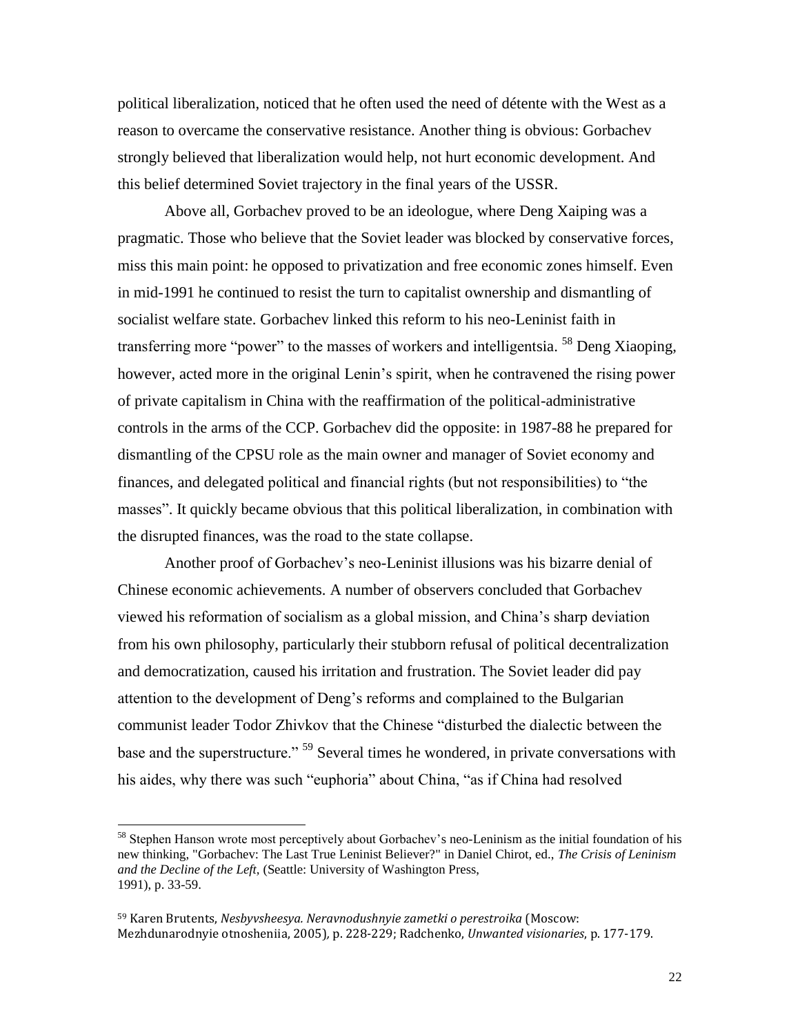political liberalization, noticed that he often used the need of détente with the West as a reason to overcame the conservative resistance. Another thing is obvious: Gorbachev strongly believed that liberalization would help, not hurt economic development. And this belief determined Soviet trajectory in the final years of the USSR.

Above all, Gorbachev proved to be an ideologue, where Deng Xaiping was a pragmatic. Those who believe that the Soviet leader was blocked by conservative forces, miss this main point: he opposed to privatization and free economic zones himself. Even in mid-1991 he continued to resist the turn to capitalist ownership and dismantling of socialist welfare state. Gorbachev linked this reform to his neo-Leninist faith in transferring more "power" to the masses of workers and intelligentsia. [58] Deng Xiaoping, however, acted more in the original Lenin's spirit, when he contravened the rising power of private capitalism in China with the reaffirmation of the political-administrative controls in the arms of the CCP. Gorbachev did the opposite: in 1987-88 he prepared for dismantling of the CPSU role as the main owner and manager of Soviet economy and finances, and delegated political and financial rights (but not responsibilities) to "the masses". It quickly became obvious that this political liberalization, in combination with the disrupted finances, was the road to the state collapse.

Another proof of Gorbachev's neo-Leninist illusions was his bizarre denial of Chinese economic achievements. A number of observers concluded that Gorbachev viewed his reformation of socialism as a global mission, and China's sharp deviation from his own philosophy, particularly their stubborn refusal of political decentralization and democratization, caused his irritation and frustration. The Soviet leader did pay attention to the development of Deng's reforms and complained to the Bulgarian communist leader Todor Zhivkov that the Chinese "disturbed the dialectic between the base and the superstructure." [59] Several times he wondered, in private conversations with his aides, why there was such "euphoria" about China, "as if China had resolved

---

[58] Stephen Hanson wrote most perceptively about Gorbachev's neo-Leninism as the initial foundation of his new thinking, "Gorbachev: The Last True Leninist Believer?" in Daniel Chirot, ed., *The Crisis of Leninism and the Decline of the Left*, (Seattle: University of Washington Press, 1991), p. 33-59.

[59] Karen Brutents, *Nesbyvsheesya. Neravnodushnyie zametki o perestroika* (Moscow: Mezhdunarodnyie otnosheniia, 2005), p. 228-229; Radchenko, *Unwanted visionaries*, p. 177-179.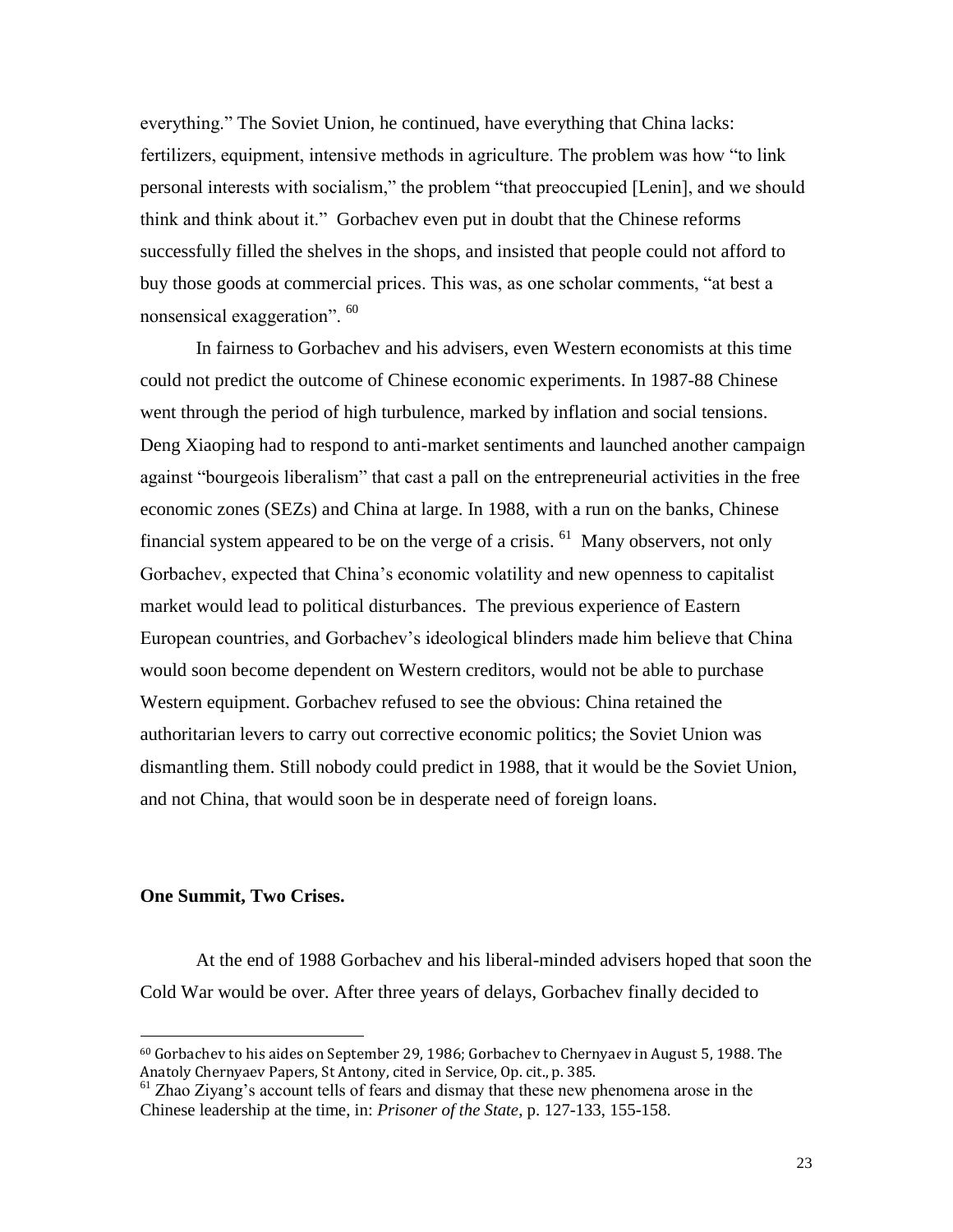everything." The Soviet Union, he continued, have everything that China lacks: fertilizers, equipment, intensive methods in agriculture. The problem was how "to link personal interests with socialism," the problem "that preoccupied [Lenin], and we should think and think about it." Gorbachev even put in doubt that the Chinese reforms successfully filled the shelves in the shops, and insisted that people could not afford to buy those goods at commercial prices. This was, as one scholar comments, "at best a nonsensical exaggeration". [60]

In fairness to Gorbachev and his advisers, even Western economists at this time could not predict the outcome of Chinese economic experiments. In 1987-88 Chinese went through the period of high turbulence, marked by inflation and social tensions. Deng Xiaoping had to respond to anti-market sentiments and launched another campaign against "bourgeois liberalism" that cast a pall on the entrepreneurial activities in the free economic zones (SEZs) and China at large. In 1988, with a run on the banks, Chinese financial system appeared to be on the verge of a crisis. [61] Many observers, not only Gorbachev, expected that China's economic volatility and new openness to capitalist market would lead to political disturbances. The previous experience of Eastern European countries, and Gorbachev's ideological blinders made him believe that China would soon become dependent on Western creditors, would not be able to purchase Western equipment. Gorbachev refused to see the obvious: China retained the authoritarian levers to carry out corrective economic politics; the Soviet Union was dismantling them. Still nobody could predict in 1988, that it would be the Soviet Union, and not China, that would soon be in desperate need of foreign loans.

**One Summit, Two Crises.**

At the end of 1988 Gorbachev and his liberal-minded advisers hoped that soon the Cold War would be over. After three years of delays, Gorbachev finally decided to

---

[60] Gorbachev to his aides on September 29, 1986; Gorbachev to Chernyaev in August 5, 1988. The Anatoly Chernyaev Papers, St Antony, cited in Service, Op. cit., p. 385.

[61] Zhao Ziyang's account tells of fears and dismay that these new phenomena arose in the Chinese leadership at the time, in: *Prisoner of the State*, p. 127-133, 155-158.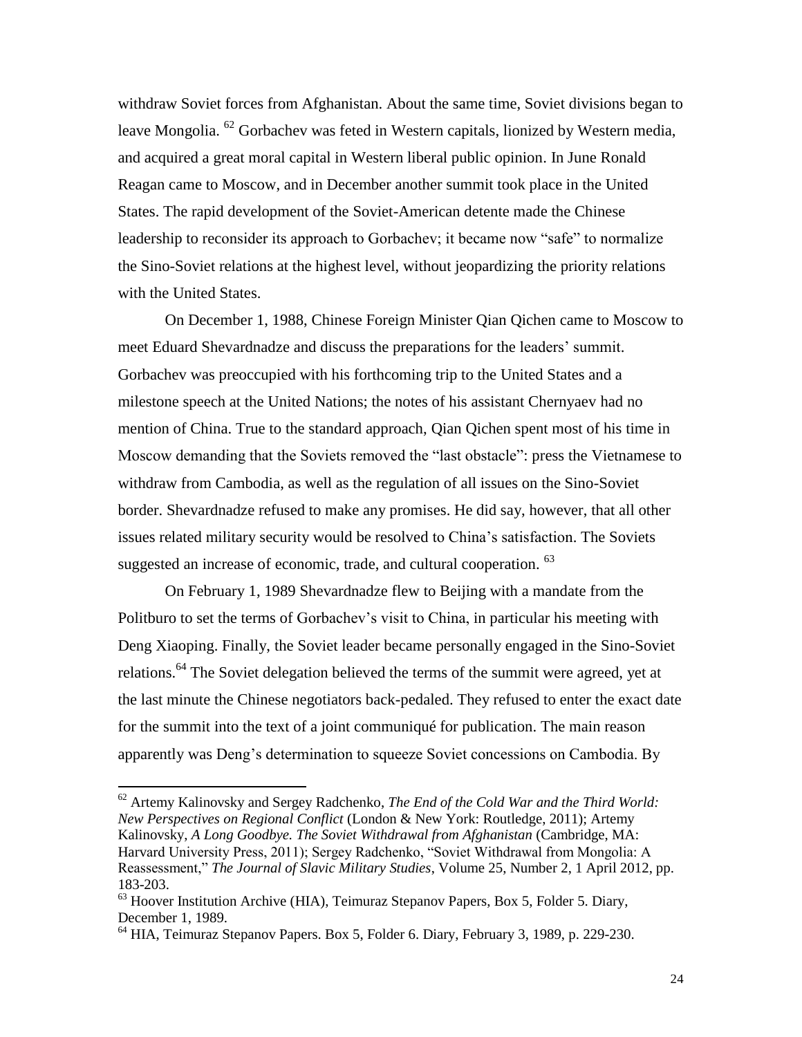withdraw Soviet forces from Afghanistan. About the same time, Soviet divisions began to leave Mongolia. [62] Gorbachev was feted in Western capitals, lionized by Western media, and acquired a great moral capital in Western liberal public opinion. In June Ronald Reagan came to Moscow, and in December another summit took place in the United States. The rapid development of the Soviet-American detente made the Chinese leadership to reconsider its approach to Gorbachev; it became now "safe" to normalize the Sino-Soviet relations at the highest level, without jeopardizing the priority relations with the United States.

On December 1, 1988, Chinese Foreign Minister Qian Qichen came to Moscow to meet Eduard Shevardnadze and discuss the preparations for the leaders' summit. Gorbachev was preoccupied with his forthcoming trip to the United States and a milestone speech at the United Nations; the notes of his assistant Chernyaev had no mention of China. True to the standard approach, Qian Qichen spent most of his time in Moscow demanding that the Soviets removed the "last obstacle": press the Vietnamese to withdraw from Cambodia, as well as the regulation of all issues on the Sino-Soviet border. Shevardnadze refused to make any promises. He did say, however, that all other issues related military security would be resolved to China's satisfaction. The Soviets suggested an increase of economic, trade, and cultural cooperation. [63]

On February 1, 1989 Shevardnadze flew to Beijing with a mandate from the Politburo to set the terms of Gorbachev's visit to China, in particular his meeting with Deng Xiaoping. Finally, the Soviet leader became personally engaged in the Sino-Soviet relations.[64] The Soviet delegation believed the terms of the summit were agreed, yet at the last minute the Chinese negotiators back-pedaled. They refused to enter the exact date for the summit into the text of a joint communiqué for publication. The main reason apparently was Deng's determination to squeeze Soviet concessions on Cambodia. By

---

[62] Artemy Kalinovsky and Sergey Radchenko, *The End of the Cold War and the Third World: New Perspectives on Regional Conflict* (London & New York: Routledge, 2011); Artemy Kalinovsky, *A Long Goodbye. The Soviet Withdrawal from Afghanistan* (Cambridge, MA: Harvard University Press, 2011); Sergey Radchenko, "Soviet Withdrawal from Mongolia: A Reassessment," *The Journal of Slavic Military Studies*, Volume 25, Number 2, 1 April 2012, pp. 183-203.

[63] Hoover Institution Archive (HIA), Teimuraz Stepanov Papers, Box 5, Folder 5. Diary, December 1, 1989.

[64] HIA, Teimuraz Stepanov Papers. Box 5, Folder 6. Diary, February 3, 1989, p. 229-230.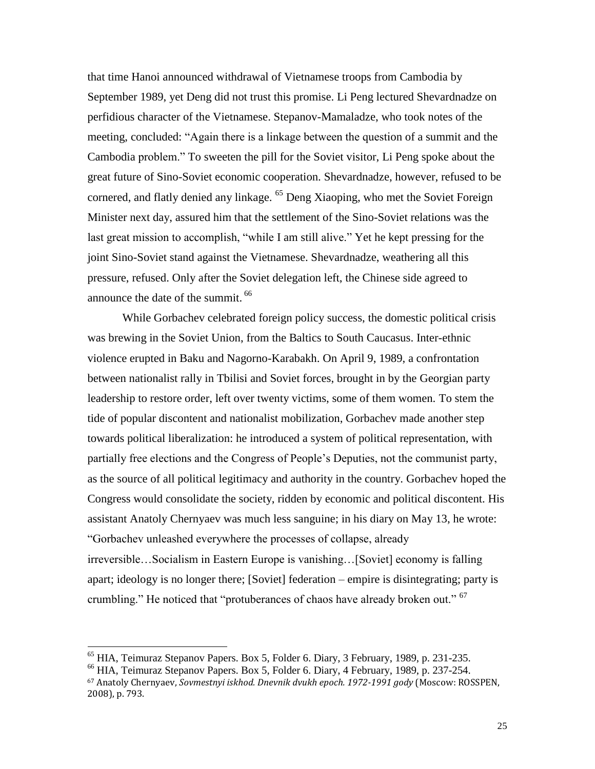that time Hanoi announced withdrawal of Vietnamese troops from Cambodia by September 1989, yet Deng did not trust this promise. Li Peng lectured Shevardnadze on perfidious character of the Vietnamese. Stepanov-Mamaladze, who took notes of the meeting, concluded: "Again there is a linkage between the question of a summit and the Cambodia problem." To sweeten the pill for the Soviet visitor, Li Peng spoke about the great future of Sino-Soviet economic cooperation. Shevardnadze, however, refused to be cornered, and flatly denied any linkage. [65] Deng Xiaoping, who met the Soviet Foreign Minister next day, assured him that the settlement of the Sino-Soviet relations was the last great mission to accomplish, "while I am still alive." Yet he kept pressing for the joint Sino-Soviet stand against the Vietnamese. Shevardnadze, weathering all this pressure, refused. Only after the Soviet delegation left, the Chinese side agreed to announce the date of the summit. [66]

While Gorbachev celebrated foreign policy success, the domestic political crisis was brewing in the Soviet Union, from the Baltics to South Caucasus. Inter-ethnic violence erupted in Baku and Nagorno-Karabakh. On April 9, 1989, a confrontation between nationalist rally in Tbilisi and Soviet forces, brought in by the Georgian party leadership to restore order, left over twenty victims, some of them women. To stem the tide of popular discontent and nationalist mobilization, Gorbachev made another step towards political liberalization: he introduced a system of political representation, with partially free elections and the Congress of People's Deputies, not the communist party, as the source of all political legitimacy and authority in the country. Gorbachev hoped the Congress would consolidate the society, ridden by economic and political discontent. His assistant Anatoly Chernyaev was much less sanguine; in his diary on May 13, he wrote: "Gorbachev unleashed everywhere the processes of collapse, already irreversible…Socialism in Eastern Europe is vanishing…[Soviet] economy is falling apart; ideology is no longer there; [Soviet] federation – empire is disintegrating; party is crumbling." He noticed that "protuberances of chaos have already broken out." [67]

---

[65] HIA, Teimuraz Stepanov Papers. Box 5, Folder 6. Diary, 3 February, 1989, p. 231-235.

[66] HIA, Teimuraz Stepanov Papers. Box 5, Folder 6. Diary, 4 February, 1989, p. 237-254.

[67] Anatoly Chernyaev, *Sovmestnyi iskhod. Dnevnik dvukh epoch. 1972-1991 gody* (Moscow: ROSSPEN, 2008), p. 793.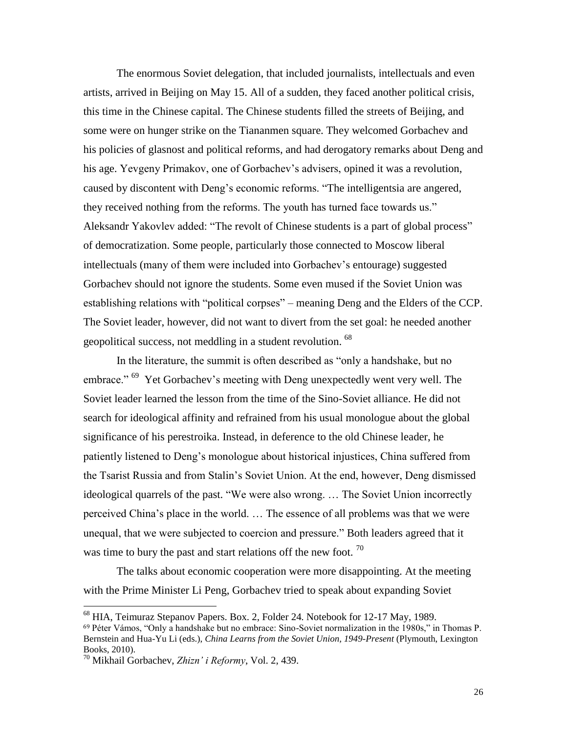The enormous Soviet delegation, that included journalists, intellectuals and even artists, arrived in Beijing on May 15. All of a sudden, they faced another political crisis, this time in the Chinese capital. The Chinese students filled the streets of Beijing, and some were on hunger strike on the Tiananmen square. They welcomed Gorbachev and his policies of glasnost and political reforms, and had derogatory remarks about Deng and his age. Yevgeny Primakov, one of Gorbachev's advisers, opined it was a revolution, caused by discontent with Deng's economic reforms. "The intelligentsia are angered, they received nothing from the reforms. The youth has turned face towards us." Aleksandr Yakovlev added: "The revolt of Chinese students is a part of global process" of democratization. Some people, particularly those connected to Moscow liberal intellectuals (many of them were included into Gorbachev's entourage) suggested Gorbachev should not ignore the students. Some even mused if the Soviet Union was establishing relations with "political corpses" – meaning Deng and the Elders of the CCP. The Soviet leader, however, did not want to divert from the set goal: he needed another geopolitical success, not meddling in a student revolution. [68]

In the literature, the summit is often described as "only a handshake, but no embrace." [69] Yet Gorbachev's meeting with Deng unexpectedly went very well. The Soviet leader learned the lesson from the time of the Sino-Soviet alliance. He did not search for ideological affinity and refrained from his usual monologue about the global significance of his perestroika. Instead, in deference to the old Chinese leader, he patiently listened to Deng's monologue about historical injustices, China suffered from the Tsarist Russia and from Stalin's Soviet Union. At the end, however, Deng dismissed ideological quarrels of the past. "We were also wrong. … The Soviet Union incorrectly perceived China's place in the world. … The essence of all problems was that we were unequal, that we were subjected to coercion and pressure." Both leaders agreed that it was time to bury the past and start relations off the new foot. [70]

The talks about economic cooperation were more disappointing. At the meeting with the Prime Minister Li Peng, Gorbachev tried to speak about expanding Soviet

---

[68] HIA, Teimuraz Stepanov Papers. Box. 2, Folder 24. Notebook for 12-17 May, 1989.

[69] Péter Vámos, "Only a handshake but no embrace: Sino-Soviet normalization in the 1980s," in Thomas P. Bernstein and Hua-Yu Li (eds.), *China Learns from the Soviet Union, 1949-Present* (Plymouth, Lexington Books, 2010).

[70] Mikhail Gorbachev, *Zhizn' i Reformy*, Vol. 2, 439.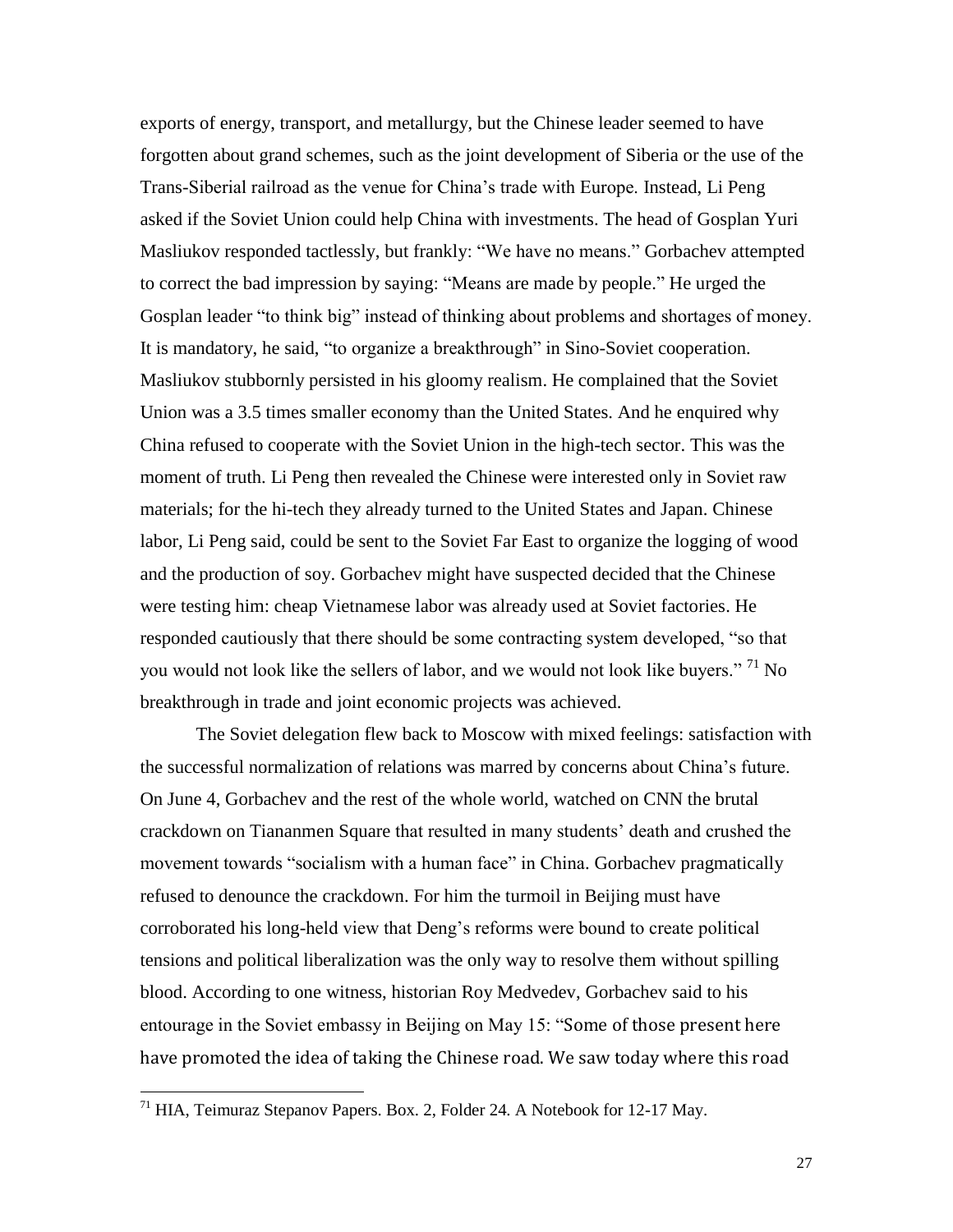exports of energy, transport, and metallurgy, but the Chinese leader seemed to have forgotten about grand schemes, such as the joint development of Siberia or the use of the Trans-Siberial railroad as the venue for China's trade with Europe. Instead, Li Peng asked if the Soviet Union could help China with investments. The head of Gosplan Yuri Masliukov responded tactlessly, but frankly: "We have no means." Gorbachev attempted to correct the bad impression by saying: "Means are made by people." He urged the Gosplan leader "to think big" instead of thinking about problems and shortages of money. It is mandatory, he said, "to organize a breakthrough" in Sino-Soviet cooperation. Masliukov stubbornly persisted in his gloomy realism. He complained that the Soviet Union was a 3.5 times smaller economy than the United States. And he enquired why China refused to cooperate with the Soviet Union in the high-tech sector. This was the moment of truth. Li Peng then revealed the Chinese were interested only in Soviet raw materials; for the hi-tech they already turned to the United States and Japan. Chinese labor, Li Peng said, could be sent to the Soviet Far East to organize the logging of wood and the production of soy. Gorbachev might have suspected decided that the Chinese were testing him: cheap Vietnamese labor was already used at Soviet factories. He responded cautiously that there should be some contracting system developed, "so that you would not look like the sellers of labor, and we would not look like buyers." [71] No breakthrough in trade and joint economic projects was achieved.

The Soviet delegation flew back to Moscow with mixed feelings: satisfaction with the successful normalization of relations was marred by concerns about China's future. On June 4, Gorbachev and the rest of the whole world, watched on CNN the brutal crackdown on Tiananmen Square that resulted in many students' death and crushed the movement towards "socialism with a human face" in China. Gorbachev pragmatically refused to denounce the crackdown. For him the turmoil in Beijing must have corroborated his long-held view that Deng's reforms were bound to create political tensions and political liberalization was the only way to resolve them without spilling blood. According to one witness, historian Roy Medvedev, Gorbachev said to his entourage in the Soviet embassy in Beijing on May 15: "Some of those present here have promoted the idea of taking the Chinese road. We saw today where this road

[71] HIA, Teimuraz Stepanov Papers. Box. 2, Folder 24. A Notebook for 12-17 May.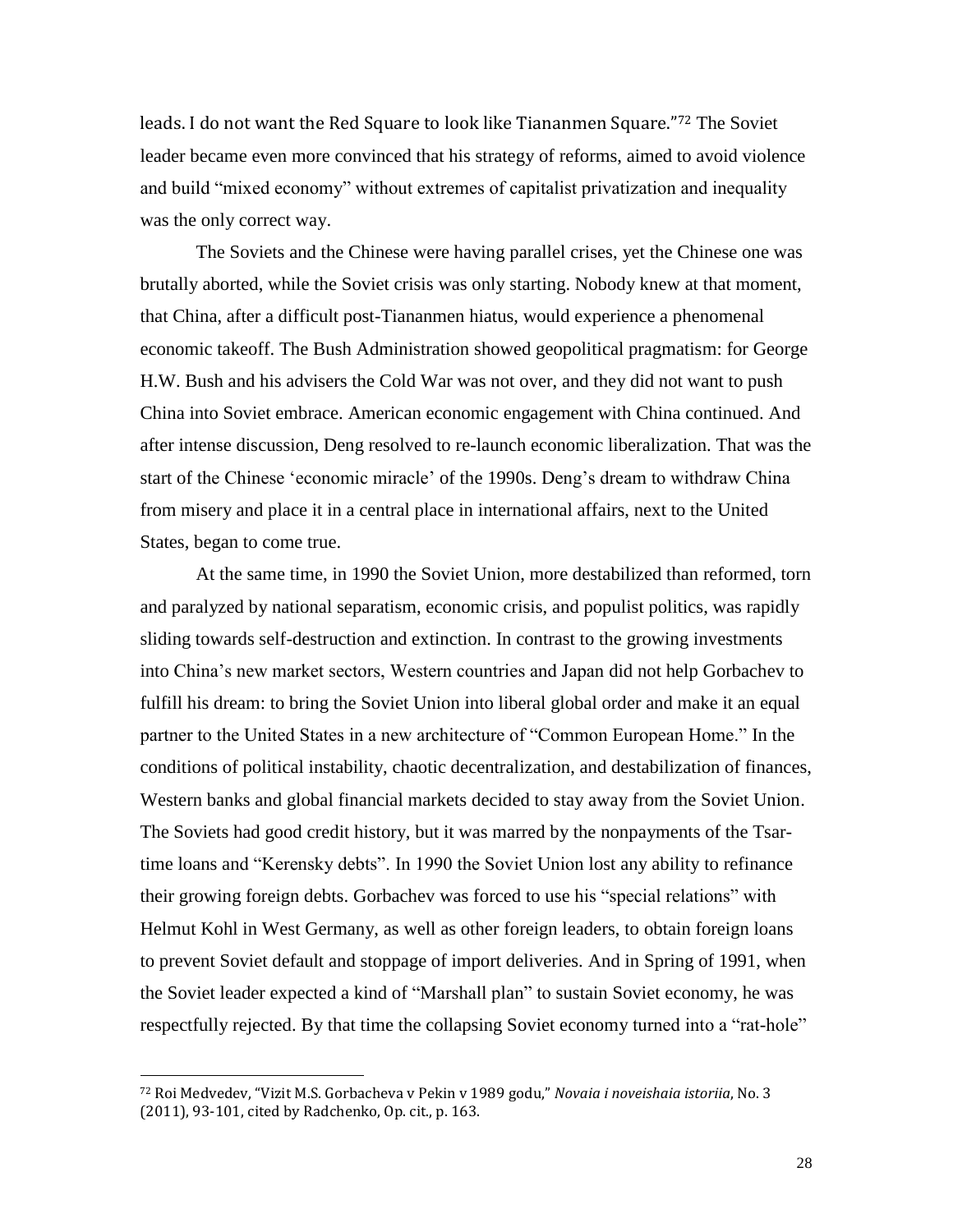leads. I do not want the Red Square to look like Tiananmen Square."[72] The Soviet leader became even more convinced that his strategy of reforms, aimed to avoid violence and build "mixed economy" without extremes of capitalist privatization and inequality was the only correct way.

The Soviets and the Chinese were having parallel crises, yet the Chinese one was brutally aborted, while the Soviet crisis was only starting. Nobody knew at that moment, that China, after a difficult post-Tiananmen hiatus, would experience a phenomenal economic takeoff. The Bush Administration showed geopolitical pragmatism: for George H.W. Bush and his advisers the Cold War was not over, and they did not want to push China into Soviet embrace. American economic engagement with China continued. And after intense discussion, Deng resolved to re-launch economic liberalization. That was the start of the Chinese 'economic miracle' of the 1990s. Deng's dream to withdraw China from misery and place it in a central place in international affairs, next to the United States, began to come true.

At the same time, in 1990 the Soviet Union, more destabilized than reformed, torn and paralyzed by national separatism, economic crisis, and populist politics, was rapidly sliding towards self-destruction and extinction. In contrast to the growing investments into China's new market sectors, Western countries and Japan did not help Gorbachev to fulfill his dream: to bring the Soviet Union into liberal global order and make it an equal partner to the United States in a new architecture of "Common European Home." In the conditions of political instability, chaotic decentralization, and destabilization of finances, Western banks and global financial markets decided to stay away from the Soviet Union. The Soviets had good credit history, but it was marred by the nonpayments of the Tsar-time loans and "Kerensky debts". In 1990 the Soviet Union lost any ability to refinance their growing foreign debts. Gorbachev was forced to use his "special relations" with Helmut Kohl in West Germany, as well as other foreign leaders, to obtain foreign loans to prevent Soviet default and stoppage of import deliveries. And in Spring of 1991, when the Soviet leader expected a kind of "Marshall plan" to sustain Soviet economy, he was respectfully rejected. By that time the collapsing Soviet economy turned into a "rat-hole"

---

[72] Roi Medvedev, "Vizit M.S. Gorbacheva v Pekin v 1989 godu," *Novaia i noveishaia istoriia*, No. 3 (2011), 93-101, cited by Radchenko, Op. cit., p. 163.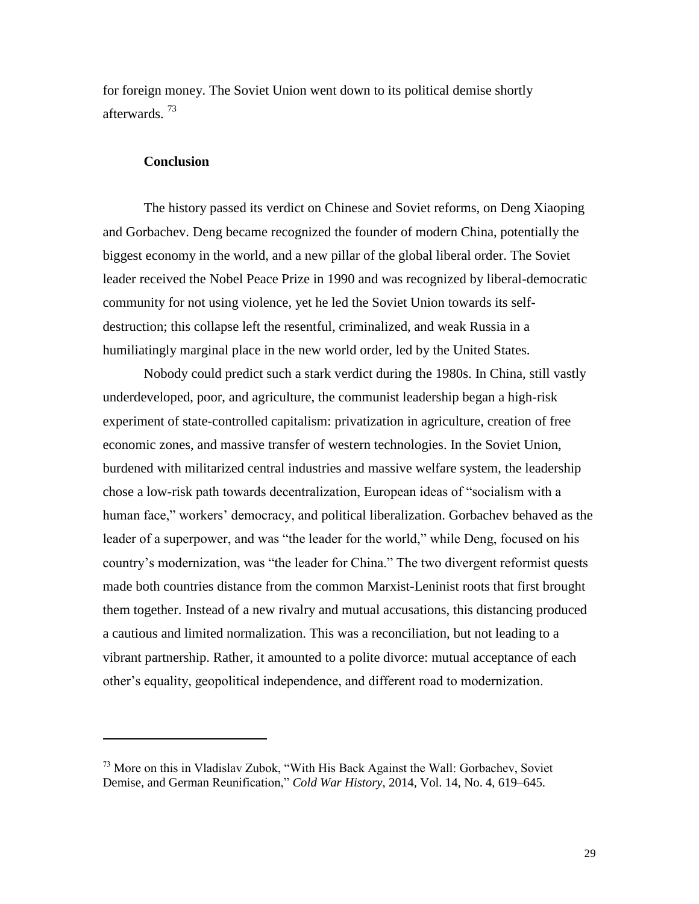for foreign money. The Soviet Union went down to its political demise shortly afterwards. [73]

## Conclusion

The history passed its verdict on Chinese and Soviet reforms, on Deng Xiaoping and Gorbachev. Deng became recognized the founder of modern China, potentially the biggest economy in the world, and a new pillar of the global liberal order. The Soviet leader received the Nobel Peace Prize in 1990 and was recognized by liberal-democratic community for not using violence, yet he led the Soviet Union towards its self-destruction; this collapse left the resentful, criminalized, and weak Russia in a humiliatingly marginal place in the new world order, led by the United States.

Nobody could predict such a stark verdict during the 1980s. In China, still vastly underdeveloped, poor, and agriculture, the communist leadership began a high-risk experiment of state-controlled capitalism: privatization in agriculture, creation of free economic zones, and massive transfer of western technologies. In the Soviet Union, burdened with militarized central industries and massive welfare system, the leadership chose a low-risk path towards decentralization, European ideas of "socialism with a human face," workers' democracy, and political liberalization. Gorbachev behaved as the leader of a superpower, and was "the leader for the world," while Deng, focused on his country's modernization, was "the leader for China." The two divergent reformist quests made both countries distance from the common Marxist-Leninist roots that first brought them together. Instead of a new rivalry and mutual accusations, this distancing produced a cautious and limited normalization. This was a reconciliation, but not leading to a vibrant partnership. Rather, it amounted to a polite divorce: mutual acceptance of each other's equality, geopolitical independence, and different road to modernization.

---

[73] More on this in Vladislav Zubok, "With His Back Against the Wall: Gorbachev, Soviet Demise, and German Reunification," *Cold War History*, 2014, Vol. 14, No. 4, 619–645.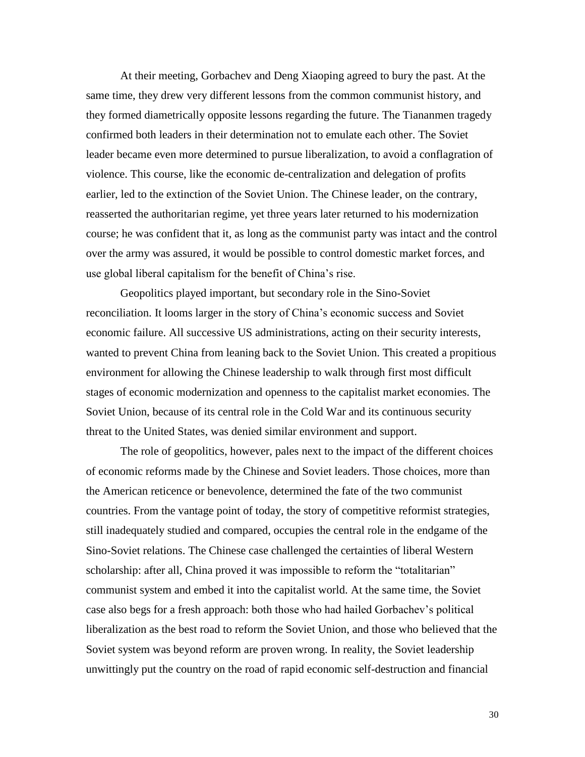At their meeting, Gorbachev and Deng Xiaoping agreed to bury the past. At the same time, they drew very different lessons from the common communist history, and they formed diametrically opposite lessons regarding the future. The Tiananmen tragedy confirmed both leaders in their determination not to emulate each other. The Soviet leader became even more determined to pursue liberalization, to avoid a conflagration of violence. This course, like the economic de-centralization and delegation of profits earlier, led to the extinction of the Soviet Union. The Chinese leader, on the contrary, reasserted the authoritarian regime, yet three years later returned to his modernization course; he was confident that it, as long as the communist party was intact and the control over the army was assured, it would be possible to control domestic market forces, and use global liberal capitalism for the benefit of China's rise.

Geopolitics played important, but secondary role in the Sino-Soviet reconciliation. It looms larger in the story of China's economic success and Soviet economic failure. All successive US administrations, acting on their security interests, wanted to prevent China from leaning back to the Soviet Union. This created a propitious environment for allowing the Chinese leadership to walk through first most difficult stages of economic modernization and openness to the capitalist market economies. The Soviet Union, because of its central role in the Cold War and its continuous security threat to the United States, was denied similar environment and support.

The role of geopolitics, however, pales next to the impact of the different choices of economic reforms made by the Chinese and Soviet leaders. Those choices, more than the American reticence or benevolence, determined the fate of the two communist countries. From the vantage point of today, the story of competitive reformist strategies, still inadequately studied and compared, occupies the central role in the endgame of the Sino-Soviet relations. The Chinese case challenged the certainties of liberal Western scholarship: after all, China proved it was impossible to reform the "totalitarian" communist system and embed it into the capitalist world. At the same time, the Soviet case also begs for a fresh approach: both those who had hailed Gorbachev's political liberalization as the best road to reform the Soviet Union, and those who believed that the Soviet system was beyond reform are proven wrong. In reality, the Soviet leadership unwittingly put the country on the road of rapid economic self-destruction and financial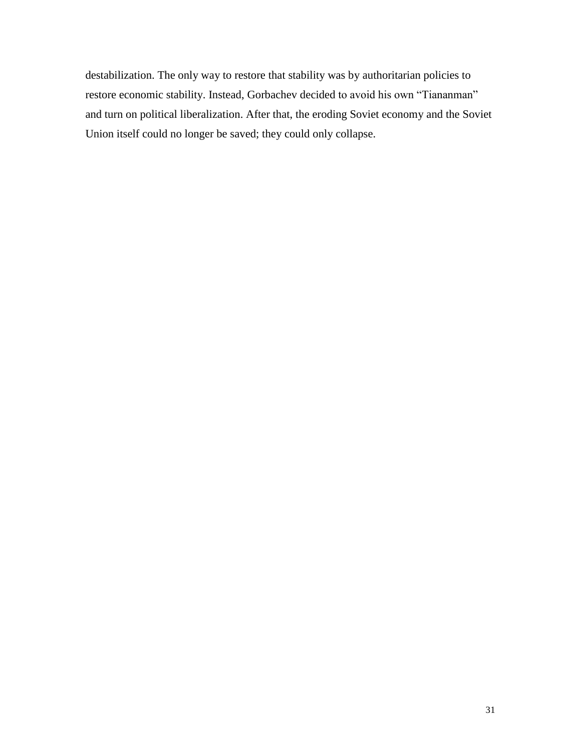destabilization. The only way to restore that stability was by authoritarian policies to restore economic stability. Instead, Gorbachev decided to avoid his own "Tiananman" and turn on political liberalization. After that, the eroding Soviet economy and the Soviet Union itself could no longer be saved; they could only collapse.